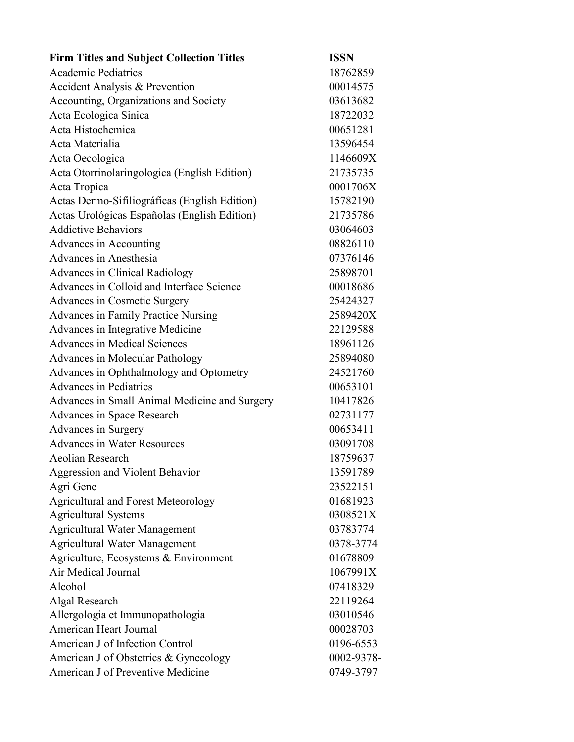| Firm Titles and Subject Collection Titles | ISSN |
|---|---|
| Academic Pediatrics | 18762859 |
| Accident Analysis & Prevention | 00014575 |
| Accounting, Organizations and Society | 03613682 |
| Acta Ecologica Sinica | 18722032 |
| Acta Histochemica | 00651281 |
| Acta Materialia | 13596454 |
| Acta Oecologica | 1146609X |
| Acta Otorrinolaringologica (English Edition) | 21735735 |
| Acta Tropica | 0001706X |
| Actas Dermo-Sifiliográficas (English Edition) | 15782190 |
| Actas Urológicas Españolas (English Edition) | 21735786 |
| Addictive Behaviors | 03064603 |
| Advances in Accounting | 08826110 |
| Advances in Anesthesia | 07376146 |
| Advances in Clinical Radiology | 25898701 |
| Advances in Colloid and Interface Science | 00018686 |
| Advances in Cosmetic Surgery | 25424327 |
| Advances in Family Practice Nursing | 2589420X |
| Advances in Integrative Medicine | 22129588 |
| Advances in Medical Sciences | 18961126 |
| Advances in Molecular Pathology | 25894080 |
| Advances in Ophthalmology and Optometry | 24521760 |
| Advances in Pediatrics | 00653101 |
| Advances in Small Animal Medicine and Surgery | 10417826 |
| Advances in Space Research | 02731177 |
| Advances in Surgery | 00653411 |
| Advances in Water Resources | 03091708 |
| Aeolian Research | 18759637 |
| Aggression and Violent Behavior | 13591789 |
| Agri Gene | 23522151 |
| Agricultural and Forest Meteorology | 01681923 |
| Agricultural Systems | 0308521X |
| Agricultural Water Management | 03783774 |
| Agricultural Water Management | 0378-3774 |
| Agriculture, Ecosystems & Environment | 01678809 |
| Air Medical Journal | 1067991X |
| Alcohol | 07418329 |
| Algal Research | 22119264 |
| Allergologia et Immunopathologia | 03010546 |
| American Heart Journal | 00028703 |
| American J of Infection Control | 0196-6553 |
| American J of Obstetrics & Gynecology | 0002-9378- |
| American J of Preventive Medicine | 0749-3797 |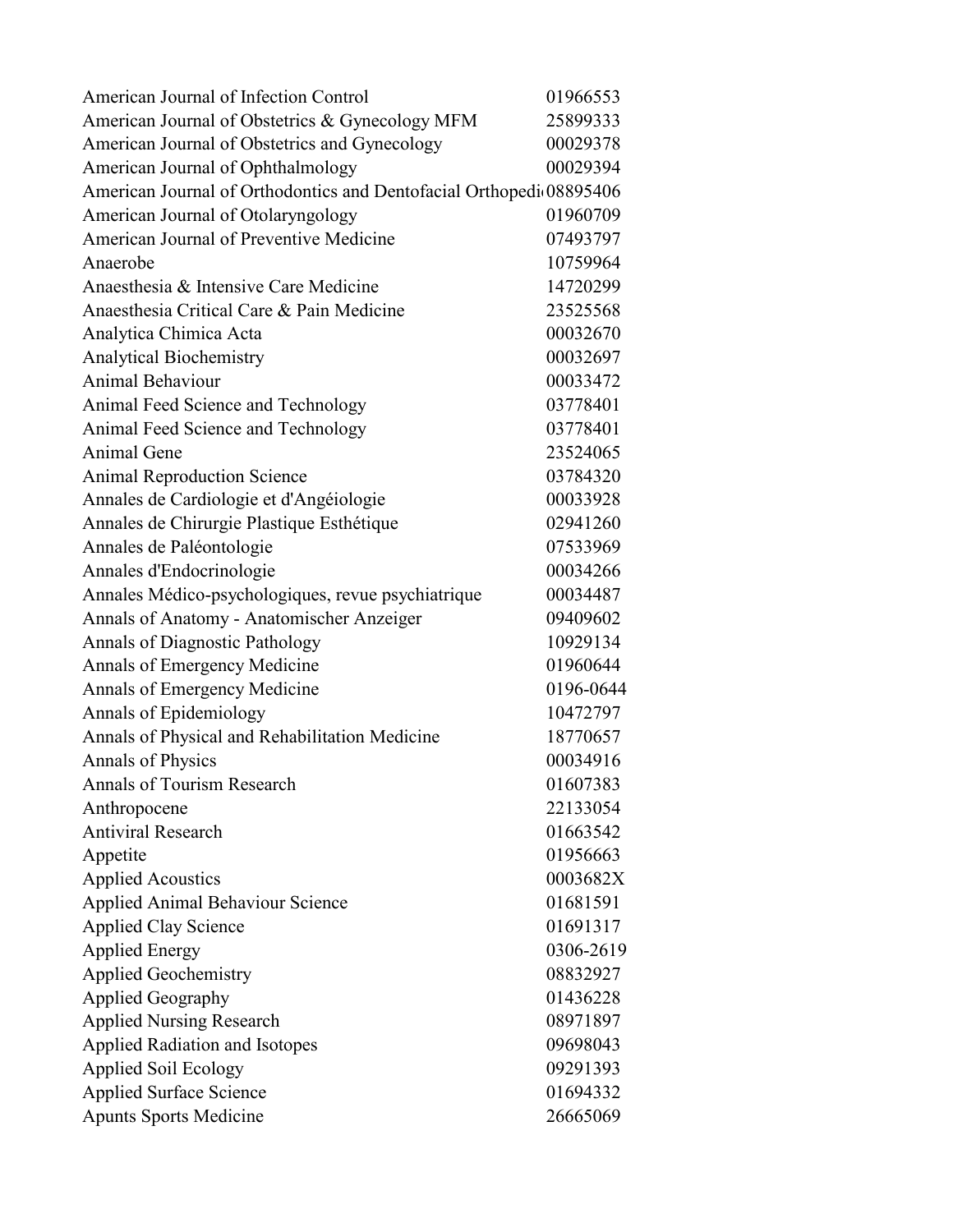| | |
|---|---|
| American Journal of Infection Control | 01966553 |
| American Journal of Obstetrics & Gynecology MFM | 25899333 |
| American Journal of Obstetrics and Gynecology | 00029378 |
| American Journal of Ophthalmology | 00029394 |
| American Journal of Orthodontics and Dentofacial Orthopedi | 08895406 |
| American Journal of Otolaryngology | 01960709 |
| American Journal of Preventive Medicine | 07493797 |
| Anaerobe | 10759964 |
| Anaesthesia & Intensive Care Medicine | 14720299 |
| Anaesthesia Critical Care & Pain Medicine | 23525568 |
| Analytica Chimica Acta | 00032670 |
| Analytical Biochemistry | 00032697 |
| Animal Behaviour | 00033472 |
| Animal Feed Science and Technology | 03778401 |
| Animal Feed Science and Technology | 03778401 |
| Animal Gene | 23524065 |
| Animal Reproduction Science | 03784320 |
| Annales de Cardiologie et d'Angéiologie | 00033928 |
| Annales de Chirurgie Plastique Esthétique | 02941260 |
| Annales de Paléontologie | 07533969 |
| Annales d'Endocrinologie | 00034266 |
| Annales Médico-psychologiques, revue psychiatrique | 00034487 |
| Annals of Anatomy - Anatomischer Anzeiger | 09409602 |
| Annals of Diagnostic Pathology | 10929134 |
| Annals of Emergency Medicine | 01960644 |
| Annals of Emergency Medicine | 0196-0644 |
| Annals of Epidemiology | 10472797 |
| Annals of Physical and Rehabilitation Medicine | 18770657 |
| Annals of Physics | 00034916 |
| Annals of Tourism Research | 01607383 |
| Anthropocene | 22133054 |
| Antiviral Research | 01663542 |
| Appetite | 01956663 |
| Applied Acoustics | 0003682X |
| Applied Animal Behaviour Science | 01681591 |
| Applied Clay Science | 01691317 |
| Applied Energy | 0306-2619 |
| Applied Geochemistry | 08832927 |
| Applied Geography | 01436228 |
| Applied Nursing Research | 08971897 |
| Applied Radiation and Isotopes | 09698043 |
| Applied Soil Ecology | 09291393 |
| Applied Surface Science | 01694332 |
| Apunts Sports Medicine | 26665069 |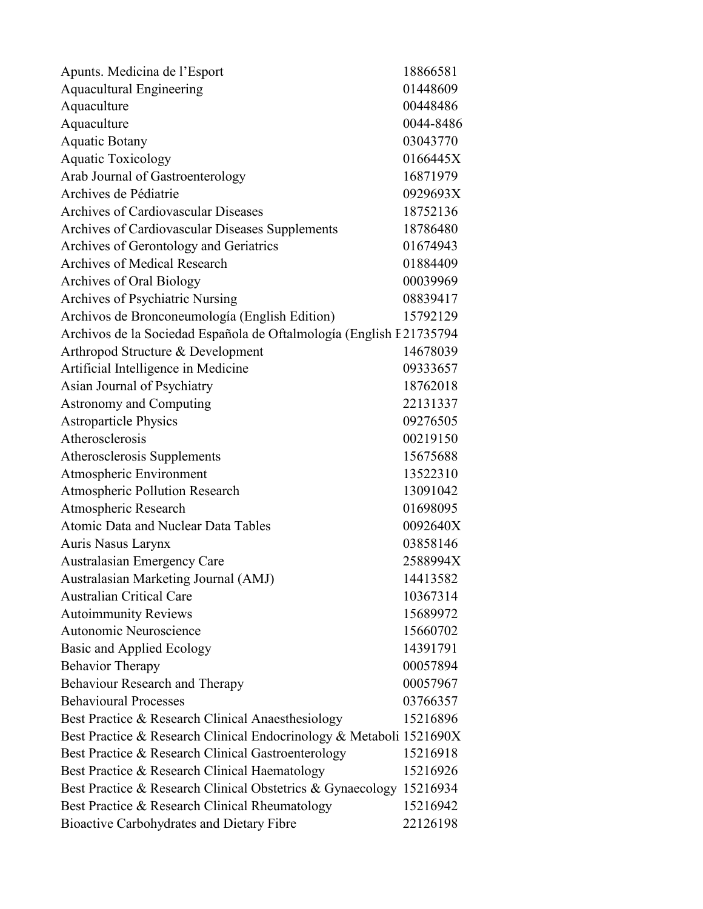| | |
|---|---|
| Apunts. Medicina de l’Esport | 18866581 |
| Aquacultural Engineering | 01448609 |
| Aquaculture | 00448486 |
| Aquaculture | 0044-8486 |
| Aquatic Botany | 03043770 |
| Aquatic Toxicology | 0166445X |
| Arab Journal of Gastroenterology | 16871979 |
| Archives de Pédiatrie | 0929693X |
| Archives of Cardiovascular Diseases | 18752136 |
| Archives of Cardiovascular Diseases Supplements | 18786480 |
| Archives of Gerontology and Geriatrics | 01674943 |
| Archives of Medical Research | 01884409 |
| Archives of Oral Biology | 00039969 |
| Archives of Psychiatric Nursing | 08839417 |
| Archivos de Bronconeumología (English Edition) | 15792129 |
| Archivos de la Sociedad Española de Oftalmología (English E | 21735794 |
| Arthropod Structure & Development | 14678039 |
| Artificial Intelligence in Medicine | 09333657 |
| Asian Journal of Psychiatry | 18762018 |
| Astronomy and Computing | 22131337 |
| Astroparticle Physics | 09276505 |
| Atherosclerosis | 00219150 |
| Atherosclerosis Supplements | 15675688 |
| Atmospheric Environment | 13522310 |
| Atmospheric Pollution Research | 13091042 |
| Atmospheric Research | 01698095 |
| Atomic Data and Nuclear Data Tables | 0092640X |
| Auris Nasus Larynx | 03858146 |
| Australasian Emergency Care | 2588994X |
| Australasian Marketing Journal (AMJ) | 14413582 |
| Australian Critical Care | 10367314 |
| Autoimmunity Reviews | 15689972 |
| Autonomic Neuroscience | 15660702 |
| Basic and Applied Ecology | 14391791 |
| Behavior Therapy | 00057894 |
| Behaviour Research and Therapy | 00057967 |
| Behavioural Processes | 03766357 |
| Best Practice & Research Clinical Anaesthesiology | 15216896 |
| Best Practice & Research Clinical Endocrinology & Metaboli | 1521690X |
| Best Practice & Research Clinical Gastroenterology | 15216918 |
| Best Practice & Research Clinical Haematology | 15216926 |
| Best Practice & Research Clinical Obstetrics & Gynaecology | 15216934 |
| Best Practice & Research Clinical Rheumatology | 15216942 |
| Bioactive Carbohydrates and Dietary Fibre | 22126198 |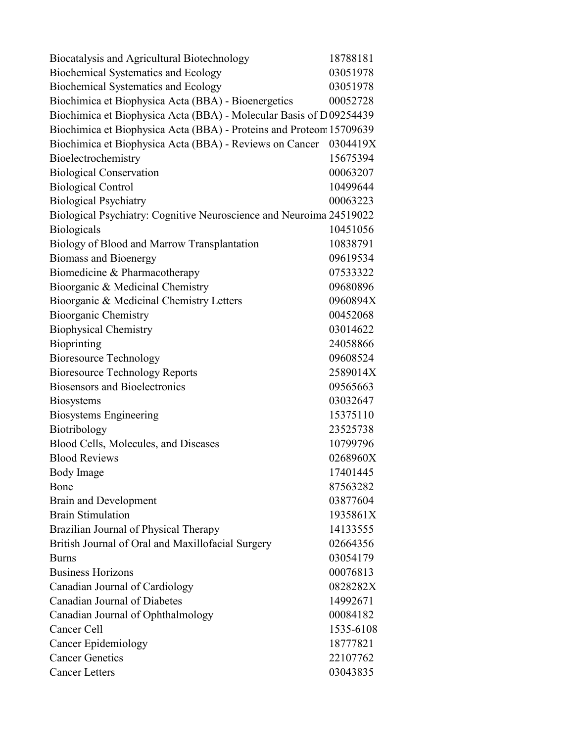| | |
|---|---|
| Biocatalysis and Agricultural Biotechnology | 18788181 |
| Biochemical Systematics and Ecology | 03051978 |
| Biochemical Systematics and Ecology | 03051978 |
| Biochimica et Biophysica Acta (BBA) - Bioenergetics | 00052728 |
| Biochimica et Biophysica Acta (BBA) - Molecular Basis of D | 09254439 |
| Biochimica et Biophysica Acta (BBA) - Proteins and Proteom | 15709639 |
| Biochimica et Biophysica Acta (BBA) - Reviews on Cancer | 0304419X |
| Bioelectrochemistry | 15675394 |
| Biological Conservation | 00063207 |
| Biological Control | 10499644 |
| Biological Psychiatry | 00063223 |
| Biological Psychiatry: Cognitive Neuroscience and Neuroima | 24519022 |
| Biologicals | 10451056 |
| Biology of Blood and Marrow Transplantation | 10838791 |
| Biomass and Bioenergy | 09619534 |
| Biomedicine & Pharmacotherapy | 07533322 |
| Bioorganic & Medicinal Chemistry | 09680896 |
| Bioorganic & Medicinal Chemistry Letters | 0960894X |
| Bioorganic Chemistry | 00452068 |
| Biophysical Chemistry | 03014622 |
| Bioprinting | 24058866 |
| Bioresource Technology | 09608524 |
| Bioresource Technology Reports | 2589014X |
| Biosensors and Bioelectronics | 09565663 |
| Biosystems | 03032647 |
| Biosystems Engineering | 15375110 |
| Biotribology | 23525738 |
| Blood Cells, Molecules, and Diseases | 10799796 |
| Blood Reviews | 0268960X |
| Body Image | 17401445 |
| Bone | 87563282 |
| Brain and Development | 03877604 |
| Brain Stimulation | 1935861X |
| Brazilian Journal of Physical Therapy | 14133555 |
| British Journal of Oral and Maxillofacial Surgery | 02664356 |
| Burns | 03054179 |
| Business Horizons | 00076813 |
| Canadian Journal of Cardiology | 0828282X |
| Canadian Journal of Diabetes | 14992671 |
| Canadian Journal of Ophthalmology | 00084182 |
| Cancer Cell | 1535-6108 |
| Cancer Epidemiology | 18777821 |
| Cancer Genetics | 22107762 |
| Cancer Letters | 03043835 |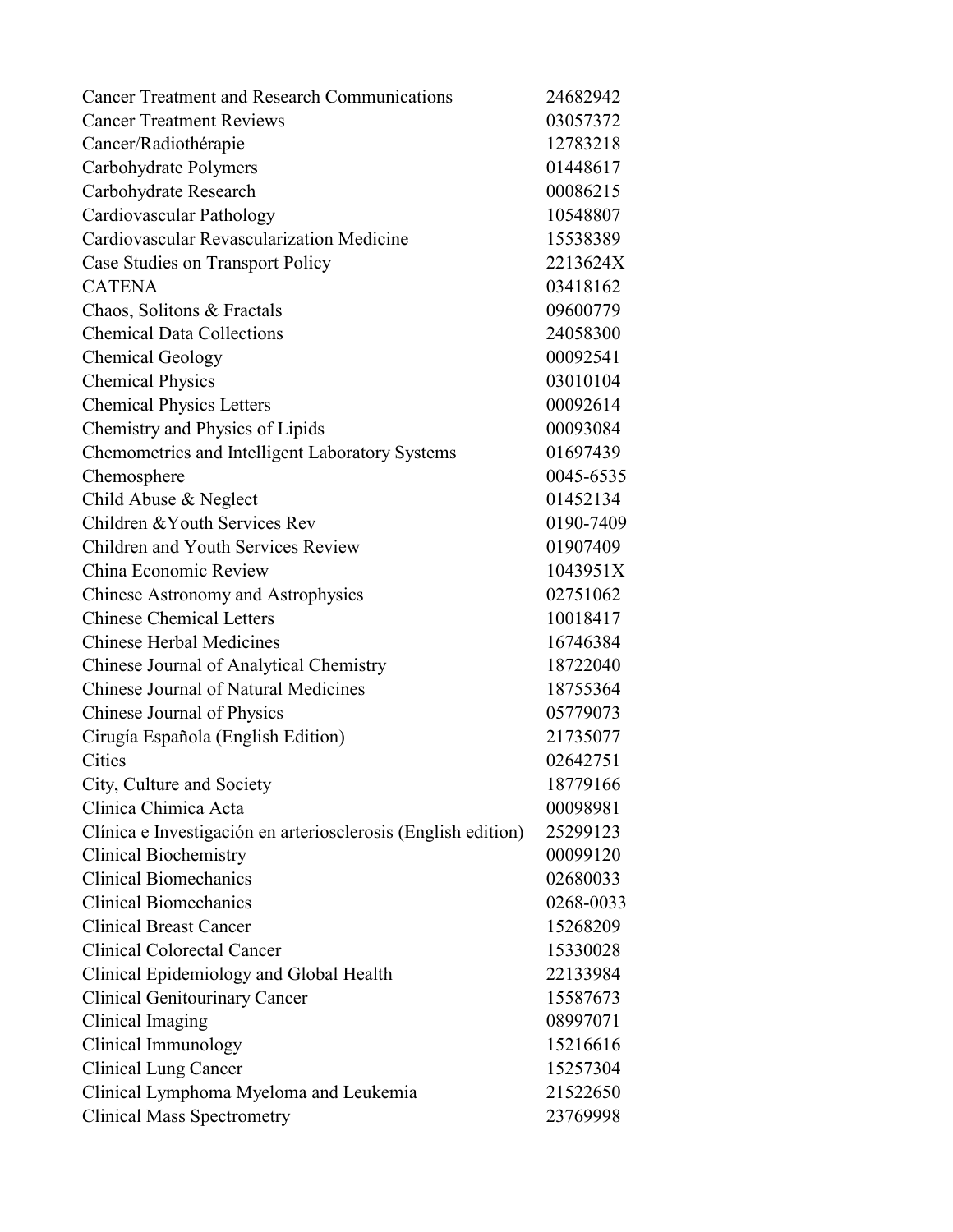| | |
|---|---|
| Cancer Treatment and Research Communications | 24682942 |
| Cancer Treatment Reviews | 03057372 |
| Cancer/Radiothérapie | 12783218 |
| Carbohydrate Polymers | 01448617 |
| Carbohydrate Research | 00086215 |
| Cardiovascular Pathology | 10548807 |
| Cardiovascular Revascularization Medicine | 15538389 |
| Case Studies on Transport Policy | 2213624X |
| CATENA | 03418162 |
| Chaos, Solitons & Fractals | 09600779 |
| Chemical Data Collections | 24058300 |
| Chemical Geology | 00092541 |
| Chemical Physics | 03010104 |
| Chemical Physics Letters | 00092614 |
| Chemistry and Physics of Lipids | 00093084 |
| Chemometrics and Intelligent Laboratory Systems | 01697439 |
| Chemosphere | 0045-6535 |
| Child Abuse & Neglect | 01452134 |
| Children &Youth Services Rev | 0190-7409 |
| Children and Youth Services Review | 01907409 |
| China Economic Review | 1043951X |
| Chinese Astronomy and Astrophysics | 02751062 |
| Chinese Chemical Letters | 10018417 |
| Chinese Herbal Medicines | 16746384 |
| Chinese Journal of Analytical Chemistry | 18722040 |
| Chinese Journal of Natural Medicines | 18755364 |
| Chinese Journal of Physics | 05779073 |
| Cirugía Española (English Edition) | 21735077 |
| Cities | 02642751 |
| City, Culture and Society | 18779166 |
| Clinica Chimica Acta | 00098981 |
| Clínica e Investigación en arteriosclerosis (English edition) | 25299123 |
| Clinical Biochemistry | 00099120 |
| Clinical Biomechanics | 02680033 |
| Clinical Biomechanics | 0268-0033 |
| Clinical Breast Cancer | 15268209 |
| Clinical Colorectal Cancer | 15330028 |
| Clinical Epidemiology and Global Health | 22133984 |
| Clinical Genitourinary Cancer | 15587673 |
| Clinical Imaging | 08997071 |
| Clinical Immunology | 15216616 |
| Clinical Lung Cancer | 15257304 |
| Clinical Lymphoma Myeloma and Leukemia | 21522650 |
| Clinical Mass Spectrometry | 23769998 |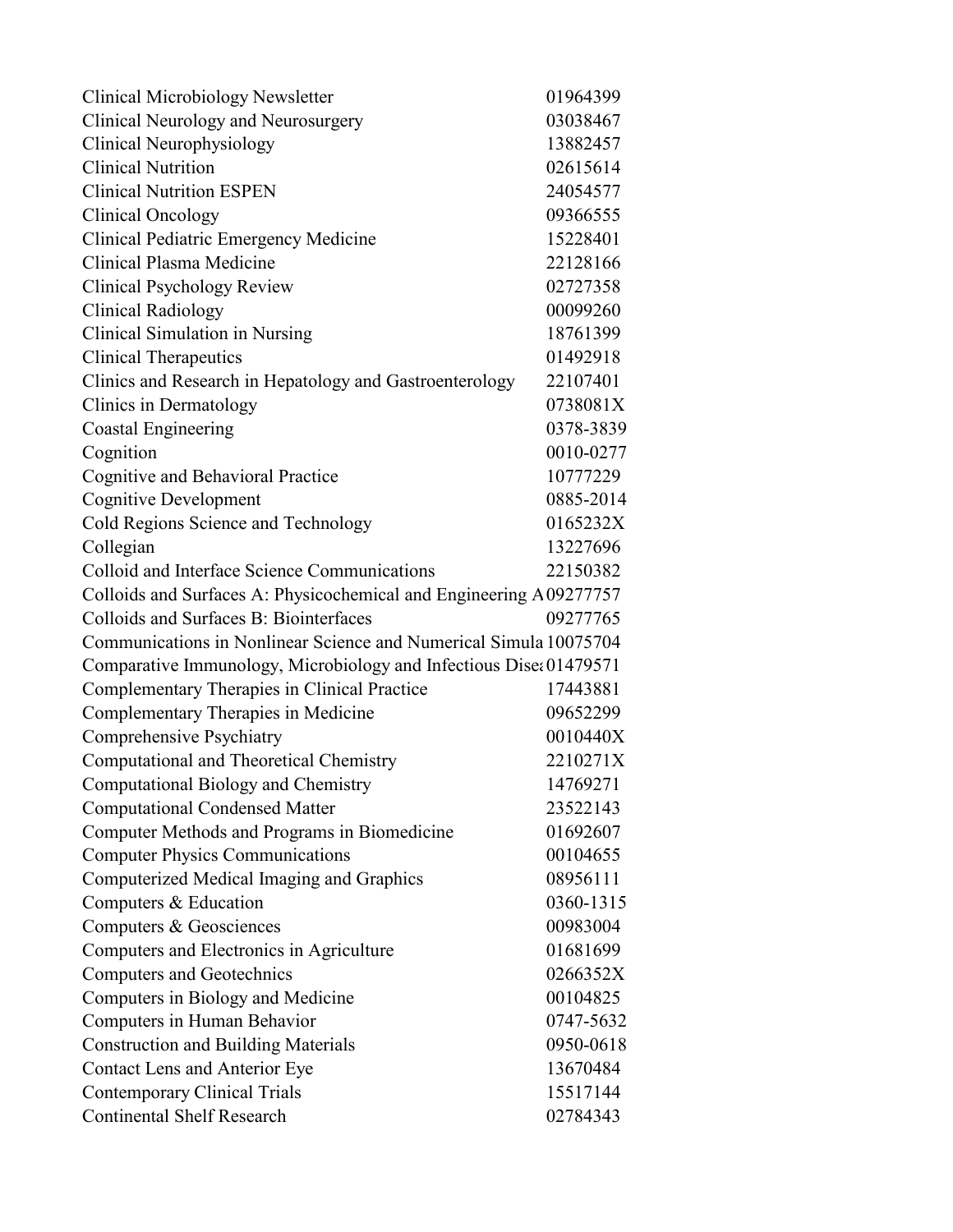| | |
|---|---|
| Clinical Microbiology Newsletter | 01964399 |
| Clinical Neurology and Neurosurgery | 03038467 |
| Clinical Neurophysiology | 13882457 |
| Clinical Nutrition | 02615614 |
| Clinical Nutrition ESPEN | 24054577 |
| Clinical Oncology | 09366555 |
| Clinical Pediatric Emergency Medicine | 15228401 |
| Clinical Plasma Medicine | 22128166 |
| Clinical Psychology Review | 02727358 |
| Clinical Radiology | 00099260 |
| Clinical Simulation in Nursing | 18761399 |
| Clinical Therapeutics | 01492918 |
| Clinics and Research in Hepatology and Gastroenterology | 22107401 |
| Clinics in Dermatology | 0738081X |
| Coastal Engineering | 0378-3839 |
| Cognition | 0010-0277 |
| Cognitive and Behavioral Practice | 10777229 |
| Cognitive Development | 0885-2014 |
| Cold Regions Science and Technology | 0165232X |
| Collegian | 13227696 |
| Colloid and Interface Science Communications | 22150382 |
| Colloids and Surfaces A: Physicochemical and Engineering A | 09277757 |
| Colloids and Surfaces B: Biointerfaces | 09277765 |
| Communications in Nonlinear Science and Numerical Simula | 10075704 |
| Comparative Immunology, Microbiology and Infectious Disea | 01479571 |
| Complementary Therapies in Clinical Practice | 17443881 |
| Complementary Therapies in Medicine | 09652299 |
| Comprehensive Psychiatry | 0010440X |
| Computational and Theoretical Chemistry | 2210271X |
| Computational Biology and Chemistry | 14769271 |
| Computational Condensed Matter | 23522143 |
| Computer Methods and Programs in Biomedicine | 01692607 |
| Computer Physics Communications | 00104655 |
| Computerized Medical Imaging and Graphics | 08956111 |
| Computers & Education | 0360-1315 |
| Computers & Geosciences | 00983004 |
| Computers and Electronics in Agriculture | 01681699 |
| Computers and Geotechnics | 0266352X |
| Computers in Biology and Medicine | 00104825 |
| Computers in Human Behavior | 0747-5632 |
| Construction and Building Materials | 0950-0618 |
| Contact Lens and Anterior Eye | 13670484 |
| Contemporary Clinical Trials | 15517144 |
| Continental Shelf Research | 02784343 |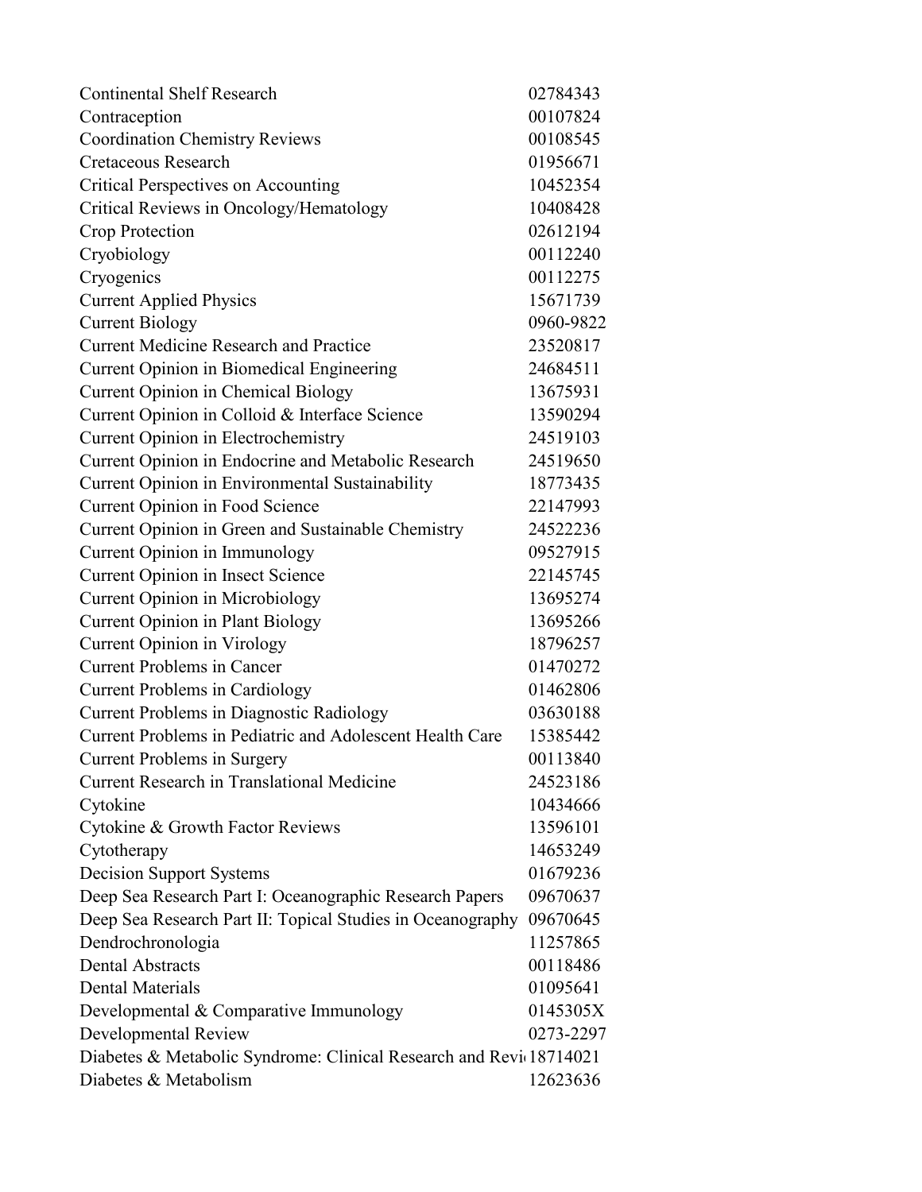| | |
|---|---|
| Continental Shelf Research | 02784343 |
| Contraception | 00107824 |
| Coordination Chemistry Reviews | 00108545 |
| Cretaceous Research | 01956671 |
| Critical Perspectives on Accounting | 10452354 |
| Critical Reviews in Oncology/Hematology | 10408428 |
| Crop Protection | 02612194 |
| Cryobiology | 00112240 |
| Cryogenics | 00112275 |
| Current Applied Physics | 15671739 |
| Current Biology | 0960-9822 |
| Current Medicine Research and Practice | 23520817 |
| Current Opinion in Biomedical Engineering | 24684511 |
| Current Opinion in Chemical Biology | 13675931 |
| Current Opinion in Colloid & Interface Science | 13590294 |
| Current Opinion in Electrochemistry | 24519103 |
| Current Opinion in Endocrine and Metabolic Research | 24519650 |
| Current Opinion in Environmental Sustainability | 18773435 |
| Current Opinion in Food Science | 22147993 |
| Current Opinion in Green and Sustainable Chemistry | 24522236 |
| Current Opinion in Immunology | 09527915 |
| Current Opinion in Insect Science | 22145745 |
| Current Opinion in Microbiology | 13695274 |
| Current Opinion in Plant Biology | 13695266 |
| Current Opinion in Virology | 18796257 |
| Current Problems in Cancer | 01470272 |
| Current Problems in Cardiology | 01462806 |
| Current Problems in Diagnostic Radiology | 03630188 |
| Current Problems in Pediatric and Adolescent Health Care | 15385442 |
| Current Problems in Surgery | 00113840 |
| Current Research in Translational Medicine | 24523186 |
| Cytokine | 10434666 |
| Cytokine & Growth Factor Reviews | 13596101 |
| Cytotherapy | 14653249 |
| Decision Support Systems | 01679236 |
| Deep Sea Research Part I: Oceanographic Research Papers | 09670637 |
| Deep Sea Research Part II: Topical Studies in Oceanography | 09670645 |
| Dendrochronologia | 11257865 |
| Dental Abstracts | 00118486 |
| Dental Materials | 01095641 |
| Developmental & Comparative Immunology | 0145305X |
| Developmental Review | 0273-2297 |
| Diabetes & Metabolic Syndrome: Clinical Research and Revi | 18714021 |
| Diabetes & Metabolism | 12623636 |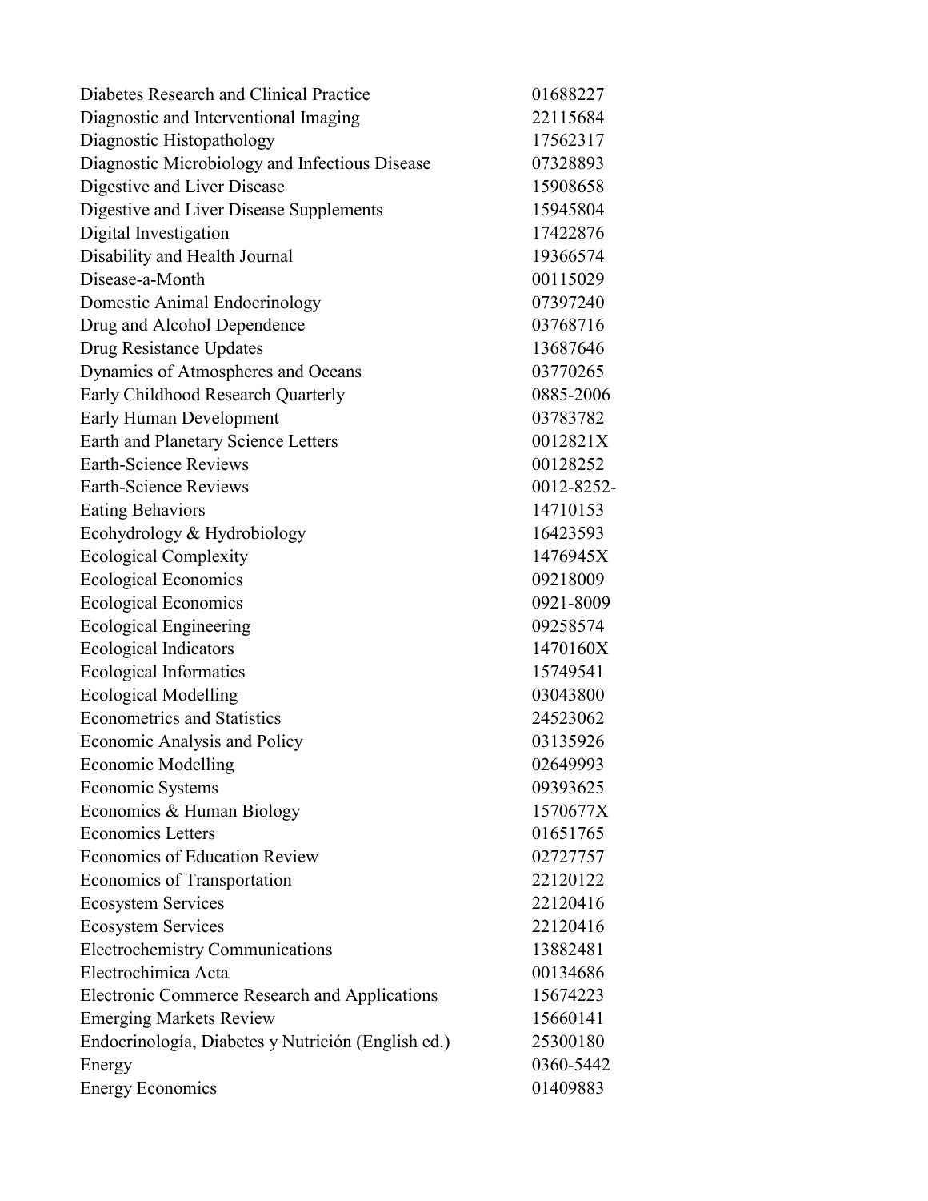| | |
|---|---|
| Diabetes Research and Clinical Practice | 01688227 |
| Diagnostic and Interventional Imaging | 22115684 |
| Diagnostic Histopathology | 17562317 |
| Diagnostic Microbiology and Infectious Disease | 07328893 |
| Digestive and Liver Disease | 15908658 |
| Digestive and Liver Disease Supplements | 15945804 |
| Digital Investigation | 17422876 |
| Disability and Health Journal | 19366574 |
| Disease-a-Month | 00115029 |
| Domestic Animal Endocrinology | 07397240 |
| Drug and Alcohol Dependence | 03768716 |
| Drug Resistance Updates | 13687646 |
| Dynamics of Atmospheres and Oceans | 03770265 |
| Early Childhood Research Quarterly | 0885-2006 |
| Early Human Development | 03783782 |
| Earth and Planetary Science Letters | 0012821X |
| Earth-Science Reviews | 00128252 |
| Earth-Science Reviews | 0012-8252- |
| Eating Behaviors | 14710153 |
| Ecohydrology & Hydrobiology | 16423593 |
| Ecological Complexity | 1476945X |
| Ecological Economics | 09218009 |
| Ecological Economics | 0921-8009 |
| Ecological Engineering | 09258574 |
| Ecological Indicators | 1470160X |
| Ecological Informatics | 15749541 |
| Ecological Modelling | 03043800 |
| Econometrics and Statistics | 24523062 |
| Economic Analysis and Policy | 03135926 |
| Economic Modelling | 02649993 |
| Economic Systems | 09393625 |
| Economics & Human Biology | 1570677X |
| Economics Letters | 01651765 |
| Economics of Education Review | 02727757 |
| Economics of Transportation | 22120122 |
| Ecosystem Services | 22120416 |
| Ecosystem Services | 22120416 |
| Electrochemistry Communications | 13882481 |
| Electrochimica Acta | 00134686 |
| Electronic Commerce Research and Applications | 15674223 |
| Emerging Markets Review | 15660141 |
| Endocrinología, Diabetes y Nutrición (English ed.) | 25300180 |
| Energy | 0360-5442 |
| Energy Economics | 01409883 |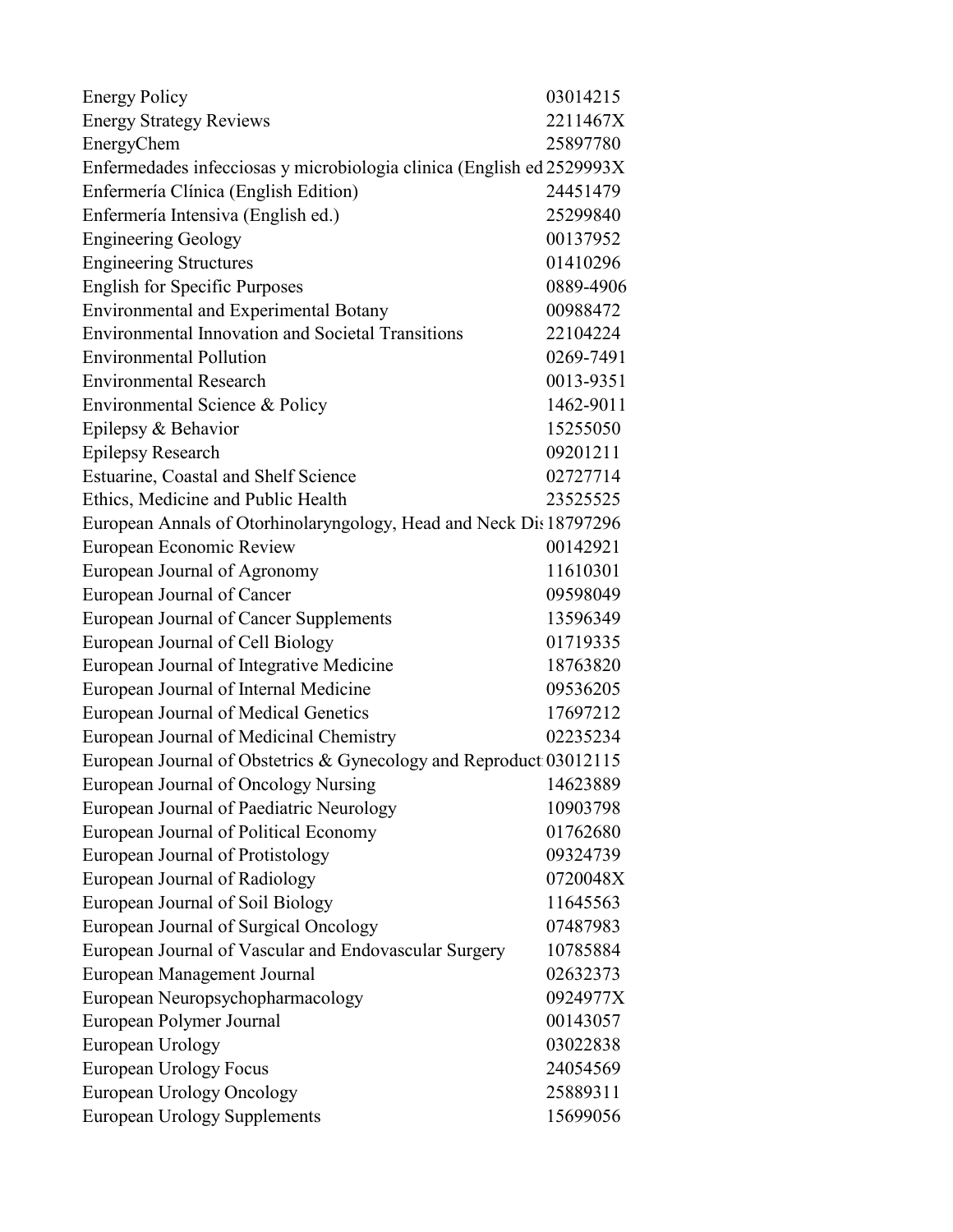| | |
|---|---|
| Energy Policy | 03014215 |
| Energy Strategy Reviews | 2211467X |
| EnergyChem | 25897780 |
| Enfermedades infecciosas y microbiologia clinica (English ed | 2529993X |
| Enfermería Clínica (English Edition) | 24451479 |
| Enfermería Intensiva (English ed.) | 25299840 |
| Engineering Geology | 00137952 |
| Engineering Structures | 01410296 |
| English for Specific Purposes | 0889-4906 |
| Environmental and Experimental Botany | 00988472 |
| Environmental Innovation and Societal Transitions | 22104224 |
| Environmental Pollution | 0269-7491 |
| Environmental Research | 0013-9351 |
| Environmental Science & Policy | 1462-9011 |
| Epilepsy & Behavior | 15255050 |
| Epilepsy Research | 09201211 |
| Estuarine, Coastal and Shelf Science | 02727714 |
| Ethics, Medicine and Public Health | 23525525 |
| European Annals of Otorhinolaryngology, Head and Neck Dis | 18797296 |
| European Economic Review | 00142921 |
| European Journal of Agronomy | 11610301 |
| European Journal of Cancer | 09598049 |
| European Journal of Cancer Supplements | 13596349 |
| European Journal of Cell Biology | 01719335 |
| European Journal of Integrative Medicine | 18763820 |
| European Journal of Internal Medicine | 09536205 |
| European Journal of Medical Genetics | 17697212 |
| European Journal of Medicinal Chemistry | 02235234 |
| European Journal of Obstetrics & Gynecology and Reproduct | 03012115 |
| European Journal of Oncology Nursing | 14623889 |
| European Journal of Paediatric Neurology | 10903798 |
| European Journal of Political Economy | 01762680 |
| European Journal of Protistology | 09324739 |
| European Journal of Radiology | 0720048X |
| European Journal of Soil Biology | 11645563 |
| European Journal of Surgical Oncology | 07487983 |
| European Journal of Vascular and Endovascular Surgery | 10785884 |
| European Management Journal | 02632373 |
| European Neuropsychopharmacology | 0924977X |
| European Polymer Journal | 00143057 |
| European Urology | 03022838 |
| European Urology Focus | 24054569 |
| European Urology Oncology | 25889311 |
| European Urology Supplements | 15699056 |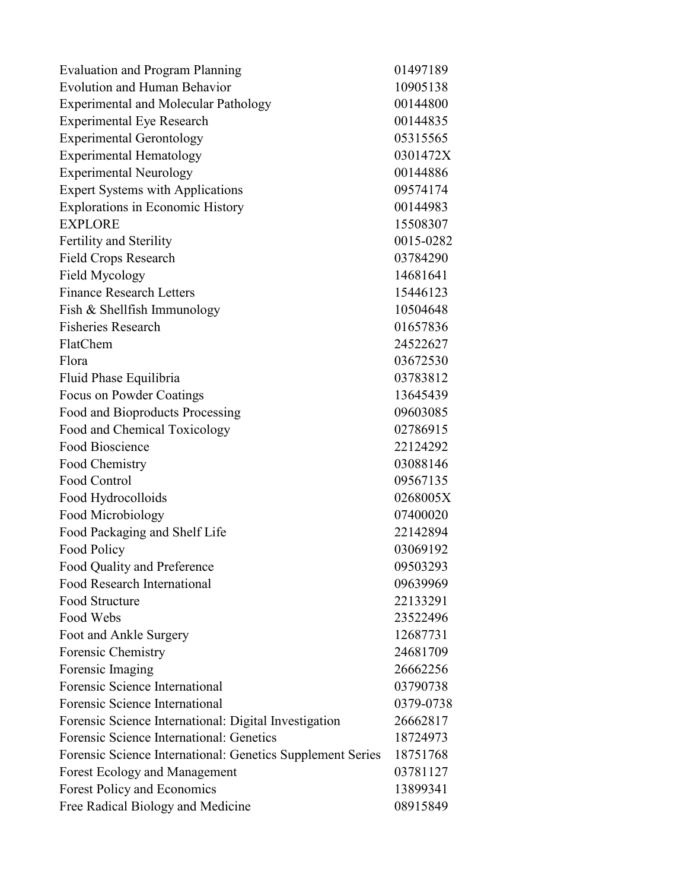| | |
|---|---|
| Evaluation and Program Planning | 01497189 |
| Evolution and Human Behavior | 10905138 |
| Experimental and Molecular Pathology | 00144800 |
| Experimental Eye Research | 00144835 |
| Experimental Gerontology | 05315565 |
| Experimental Hematology | 0301472X |
| Experimental Neurology | 00144886 |
| Expert Systems with Applications | 09574174 |
| Explorations in Economic History | 00144983 |
| EXPLORE | 15508307 |
| Fertility and Sterility | 0015-0282 |
| Field Crops Research | 03784290 |
| Field Mycology | 14681641 |
| Finance Research Letters | 15446123 |
| Fish & Shellfish Immunology | 10504648 |
| Fisheries Research | 01657836 |
| FlatChem | 24522627 |
| Flora | 03672530 |
| Fluid Phase Equilibria | 03783812 |
| Focus on Powder Coatings | 13645439 |
| Food and Bioproducts Processing | 09603085 |
| Food and Chemical Toxicology | 02786915 |
| Food Bioscience | 22124292 |
| Food Chemistry | 03088146 |
| Food Control | 09567135 |
| Food Hydrocolloids | 0268005X |
| Food Microbiology | 07400020 |
| Food Packaging and Shelf Life | 22142894 |
| Food Policy | 03069192 |
| Food Quality and Preference | 09503293 |
| Food Research International | 09639969 |
| Food Structure | 22133291 |
| Food Webs | 23522496 |
| Foot and Ankle Surgery | 12687731 |
| Forensic Chemistry | 24681709 |
| Forensic Imaging | 26662256 |
| Forensic Science International | 03790738 |
| Forensic Science International | 0379-0738 |
| Forensic Science International: Digital Investigation | 26662817 |
| Forensic Science International: Genetics | 18724973 |
| Forensic Science International: Genetics Supplement Series | 18751768 |
| Forest Ecology and Management | 03781127 |
| Forest Policy and Economics | 13899341 |
| Free Radical Biology and Medicine | 08915849 |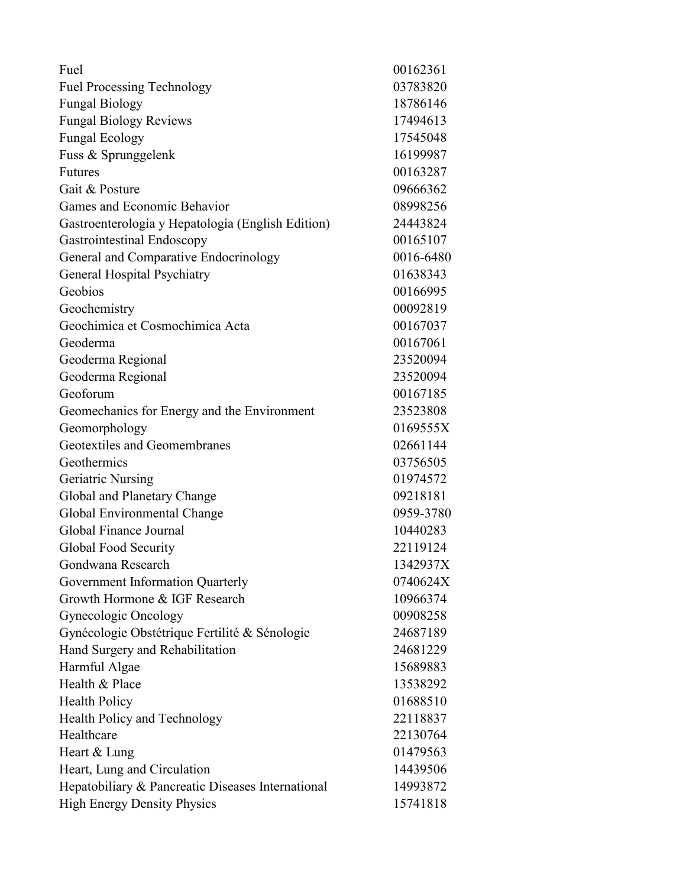| | |
|---|---|
| Fuel | 00162361 |
| Fuel Processing Technology | 03783820 |
| Fungal Biology | 18786146 |
| Fungal Biology Reviews | 17494613 |
| Fungal Ecology | 17545048 |
| Fuss & Sprunggelenk | 16199987 |
| Futures | 00163287 |
| Gait & Posture | 09666362 |
| Games and Economic Behavior | 08998256 |
| Gastroenterología y Hepatología (English Edition) | 24443824 |
| Gastrointestinal Endoscopy | 00165107 |
| General and Comparative Endocrinology | 0016-6480 |
| General Hospital Psychiatry | 01638343 |
| Geobios | 00166995 |
| Geochemistry | 00092819 |
| Geochimica et Cosmochimica Acta | 00167037 |
| Geoderma | 00167061 |
| Geoderma Regional | 23520094 |
| Geoderma Regional | 23520094 |
| Geoforum | 00167185 |
| Geomechanics for Energy and the Environment | 23523808 |
| Geomorphology | 0169555X |
| Geotextiles and Geomembranes | 02661144 |
| Geothermics | 03756505 |
| Geriatric Nursing | 01974572 |
| Global and Planetary Change | 09218181 |
| Global Environmental Change | 0959-3780 |
| Global Finance Journal | 10440283 |
| Global Food Security | 22119124 |
| Gondwana Research | 1342937X |
| Government Information Quarterly | 0740624X |
| Growth Hormone & IGF Research | 10966374 |
| Gynecologic Oncology | 00908258 |
| Gynécologie Obstétrique Fertilité & Sénologie | 24687189 |
| Hand Surgery and Rehabilitation | 24681229 |
| Harmful Algae | 15689883 |
| Health & Place | 13538292 |
| Health Policy | 01688510 |
| Health Policy and Technology | 22118837 |
| Healthcare | 22130764 |
| Heart & Lung | 01479563 |
| Heart, Lung and Circulation | 14439506 |
| Hepatobiliary & Pancreatic Diseases International | 14993872 |
| High Energy Density Physics | 15741818 |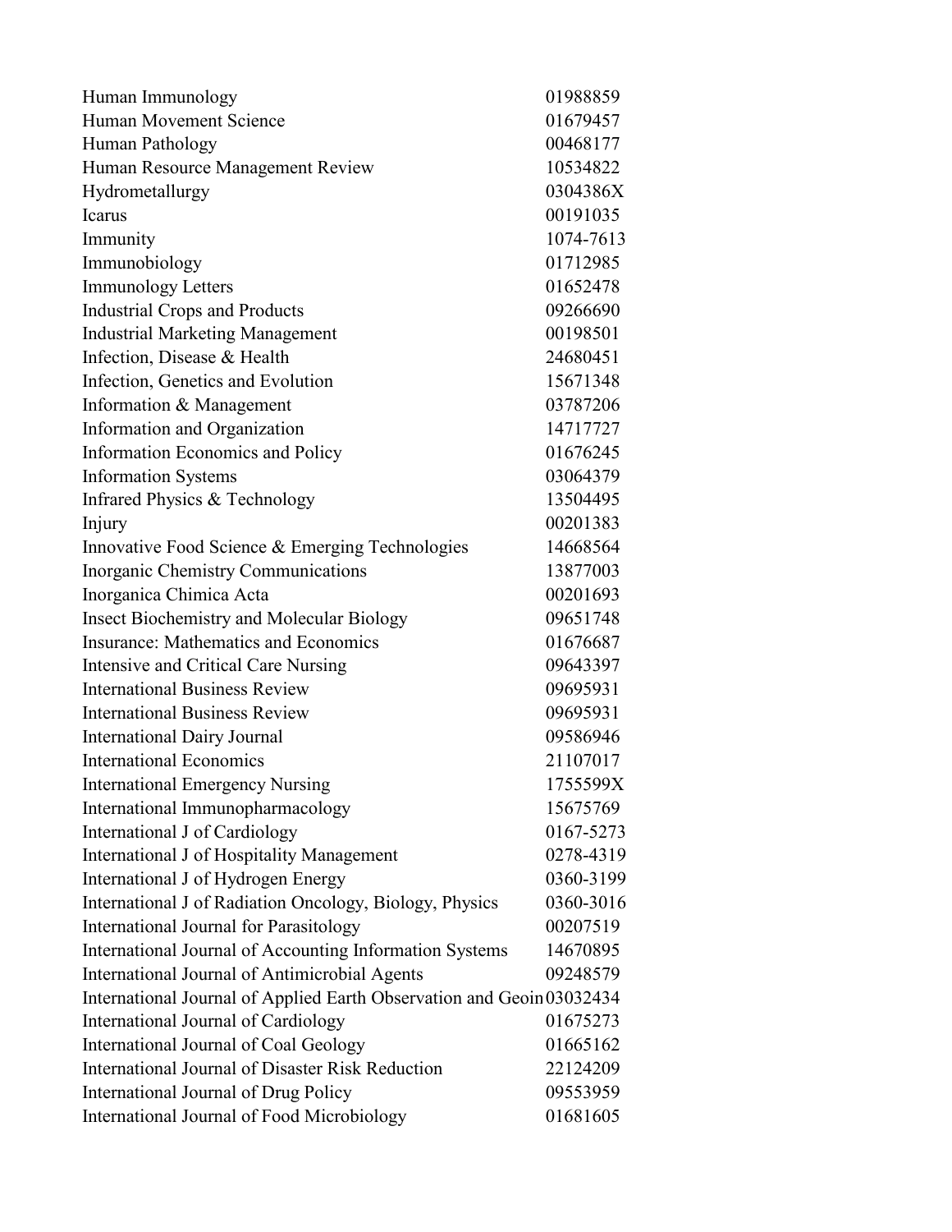| | |
|---|---|
| Human Immunology | 01988859 |
| Human Movement Science | 01679457 |
| Human Pathology | 00468177 |
| Human Resource Management Review | 10534822 |
| Hydrometallurgy | 0304386X |
| Icarus | 00191035 |
| Immunity | 1074-7613 |
| Immunobiology | 01712985 |
| Immunology Letters | 01652478 |
| Industrial Crops and Products | 09266690 |
| Industrial Marketing Management | 00198501 |
| Infection, Disease & Health | 24680451 |
| Infection, Genetics and Evolution | 15671348 |
| Information & Management | 03787206 |
| Information and Organization | 14717727 |
| Information Economics and Policy | 01676245 |
| Information Systems | 03064379 |
| Infrared Physics & Technology | 13504495 |
| Injury | 00201383 |
| Innovative Food Science & Emerging Technologies | 14668564 |
| Inorganic Chemistry Communications | 13877003 |
| Inorganica Chimica Acta | 00201693 |
| Insect Biochemistry and Molecular Biology | 09651748 |
| Insurance: Mathematics and Economics | 01676687 |
| Intensive and Critical Care Nursing | 09643397 |
| International Business Review | 09695931 |
| International Business Review | 09695931 |
| International Dairy Journal | 09586946 |
| International Economics | 21107017 |
| International Emergency Nursing | 1755599X |
| International Immunopharmacology | 15675769 |
| International J of Cardiology | 0167-5273 |
| International J of Hospitality Management | 0278-4319 |
| International J of Hydrogen Energy | 0360-3199 |
| International J of Radiation Oncology, Biology, Physics | 0360-3016 |
| International Journal for Parasitology | 00207519 |
| International Journal of Accounting Information Systems | 14670895 |
| International Journal of Antimicrobial Agents | 09248579 |
| International Journal of Applied Earth Observation and Geoin | 03032434 |
| International Journal of Cardiology | 01675273 |
| International Journal of Coal Geology | 01665162 |
| International Journal of Disaster Risk Reduction | 22124209 |
| International Journal of Drug Policy | 09553959 |
| International Journal of Food Microbiology | 01681605 |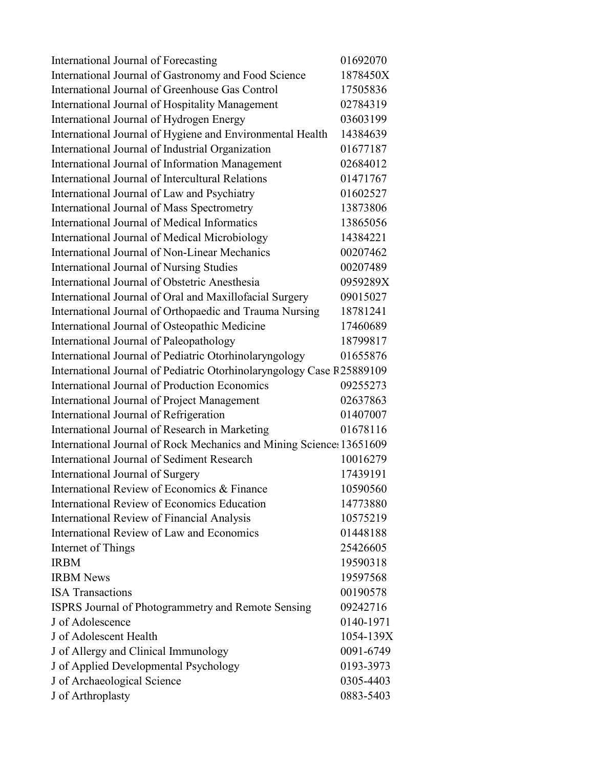| | |
|---|---|
| International Journal of Forecasting | 01692070 |
| International Journal of Gastronomy and Food Science | 1878450X |
| International Journal of Greenhouse Gas Control | 17505836 |
| International Journal of Hospitality Management | 02784319 |
| International Journal of Hydrogen Energy | 03603199 |
| International Journal of Hygiene and Environmental Health | 14384639 |
| International Journal of Industrial Organization | 01677187 |
| International Journal of Information Management | 02684012 |
| International Journal of Intercultural Relations | 01471767 |
| International Journal of Law and Psychiatry | 01602527 |
| International Journal of Mass Spectrometry | 13873806 |
| International Journal of Medical Informatics | 13865056 |
| International Journal of Medical Microbiology | 14384221 |
| International Journal of Non-Linear Mechanics | 00207462 |
| International Journal of Nursing Studies | 00207489 |
| International Journal of Obstetric Anesthesia | 0959289X |
| International Journal of Oral and Maxillofacial Surgery | 09015027 |
| International Journal of Orthopaedic and Trauma Nursing | 18781241 |
| International Journal of Osteopathic Medicine | 17460689 |
| International Journal of Paleopathology | 18799817 |
| International Journal of Pediatric Otorhinolaryngology | 01655876 |
| International Journal of Pediatric Otorhinolaryngology Case R | 25889109 |
| International Journal of Production Economics | 09255273 |
| International Journal of Project Management | 02637863 |
| International Journal of Refrigeration | 01407007 |
| International Journal of Research in Marketing | 01678116 |
| International Journal of Rock Mechanics and Mining Science | 13651609 |
| International Journal of Sediment Research | 10016279 |
| International Journal of Surgery | 17439191 |
| International Review of Economics & Finance | 10590560 |
| International Review of Economics Education | 14773880 |
| International Review of Financial Analysis | 10575219 |
| International Review of Law and Economics | 01448188 |
| Internet of Things | 25426605 |
| IRBM | 19590318 |
| IRBM News | 19597568 |
| ISA Transactions | 00190578 |
| ISPRS Journal of Photogrammetry and Remote Sensing | 09242716 |
| J of Adolescence | 0140-1971 |
| J of Adolescent Health | 1054-139X |
| J of Allergy and Clinical Immunology | 0091-6749 |
| J of Applied Developmental Psychology | 0193-3973 |
| J of Archaeological Science | 0305-4403 |
| J of Arthroplasty | 0883-5403 |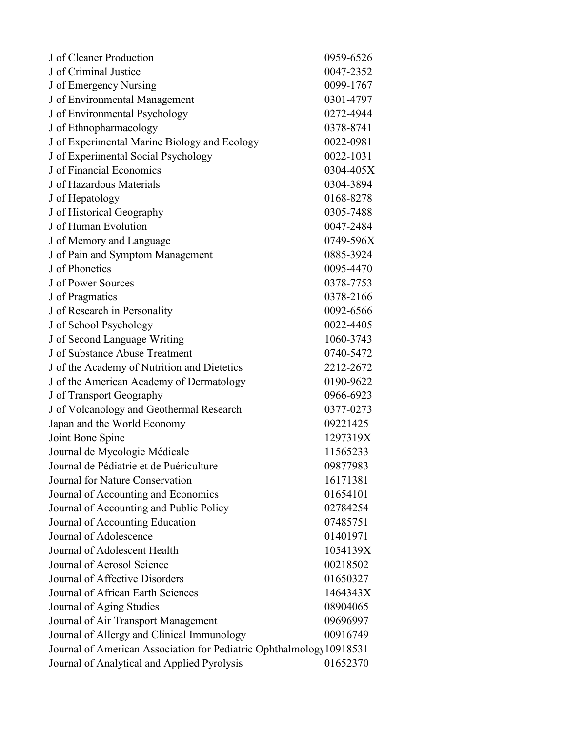| | |
|---|---|
| J of Cleaner Production | 0959-6526 |
| J of Criminal Justice | 0047-2352 |
| J of Emergency Nursing | 0099-1767 |
| J of Environmental Management | 0301-4797 |
| J of Environmental Psychology | 0272-4944 |
| J of Ethnopharmacology | 0378-8741 |
| J of Experimental Marine Biology and Ecology | 0022-0981 |
| J of Experimental Social Psychology | 0022-1031 |
| J of Financial Economics | 0304-405X |
| J of Hazardous Materials | 0304-3894 |
| J of Hepatology | 0168-8278 |
| J of Historical Geography | 0305-7488 |
| J of Human Evolution | 0047-2484 |
| J of Memory and Language | 0749-596X |
| J of Pain and Symptom Management | 0885-3924 |
| J of Phonetics | 0095-4470 |
| J of Power Sources | 0378-7753 |
| J of Pragmatics | 0378-2166 |
| J of Research in Personality | 0092-6566 |
| J of School Psychology | 0022-4405 |
| J of Second Language Writing | 1060-3743 |
| J of Substance Abuse Treatment | 0740-5472 |
| J of the Academy of Nutrition and Dietetics | 2212-2672 |
| J of the American Academy of Dermatology | 0190-9622 |
| J of Transport Geography | 0966-6923 |
| J of Volcanology and Geothermal Research | 0377-0273 |
| Japan and the World Economy | 09221425 |
| Joint Bone Spine | 1297319X |
| Journal de Mycologie Médicale | 11565233 |
| Journal de Pédiatrie et de Puériculture | 09877983 |
| Journal for Nature Conservation | 16171381 |
| Journal of Accounting and Economics | 01654101 |
| Journal of Accounting and Public Policy | 02784254 |
| Journal of Accounting Education | 07485751 |
| Journal of Adolescence | 01401971 |
| Journal of Adolescent Health | 1054139X |
| Journal of Aerosol Science | 00218502 |
| Journal of Affective Disorders | 01650327 |
| Journal of African Earth Sciences | 1464343X |
| Journal of Aging Studies | 08904065 |
| Journal of Air Transport Management | 09696997 |
| Journal of Allergy and Clinical Immunology | 00916749 |
| Journal of American Association for Pediatric Ophthalmology | 10918531 |
| Journal of Analytical and Applied Pyrolysis | 01652370 |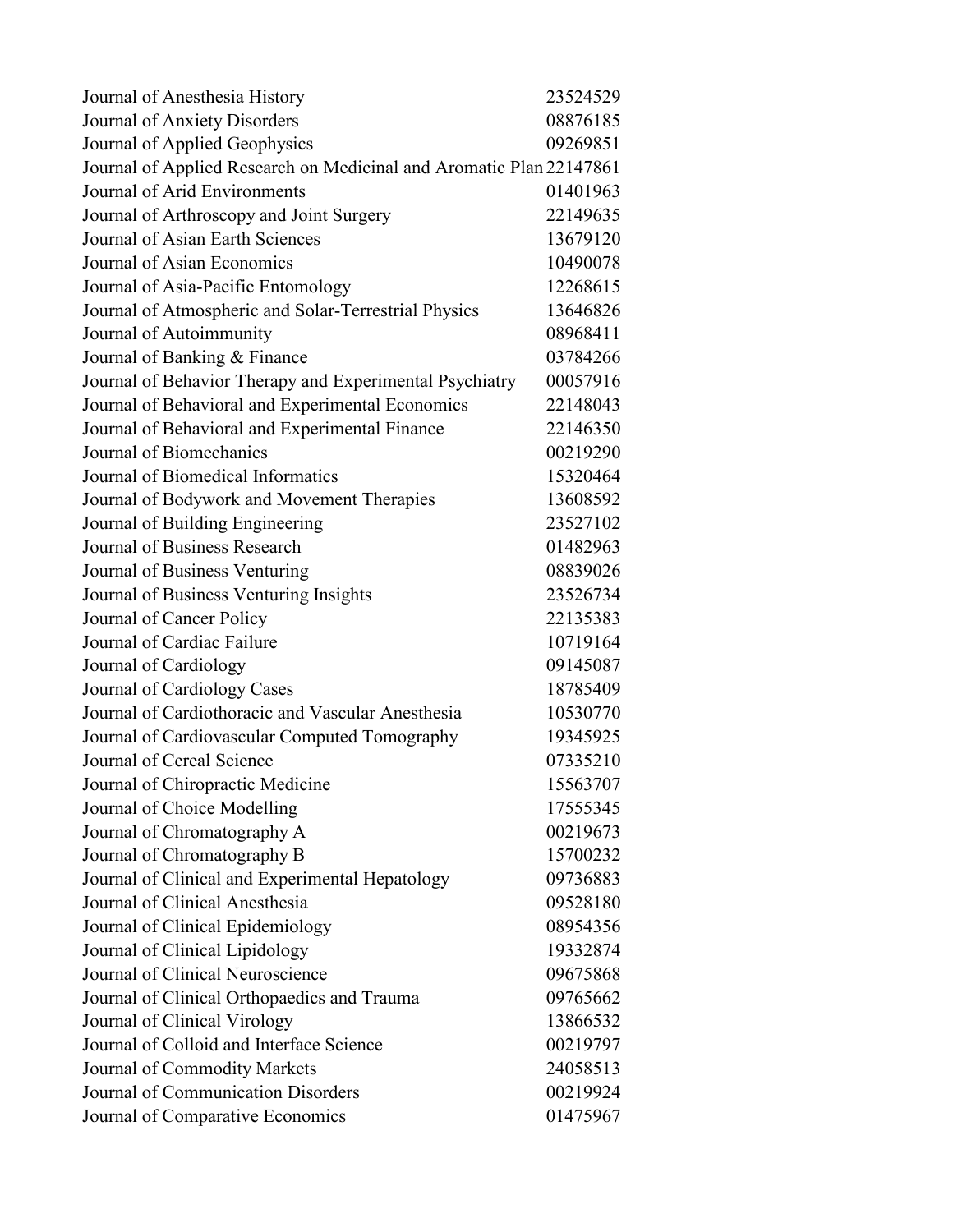| | |
|---|---|
| Journal of Anesthesia History | 23524529 |
| Journal of Anxiety Disorders | 08876185 |
| Journal of Applied Geophysics | 09269851 |
| Journal of Applied Research on Medicinal and Aromatic Plan | 22147861 |
| Journal of Arid Environments | 01401963 |
| Journal of Arthroscopy and Joint Surgery | 22149635 |
| Journal of Asian Earth Sciences | 13679120 |
| Journal of Asian Economics | 10490078 |
| Journal of Asia-Pacific Entomology | 12268615 |
| Journal of Atmospheric and Solar-Terrestrial Physics | 13646826 |
| Journal of Autoimmunity | 08968411 |
| Journal of Banking & Finance | 03784266 |
| Journal of Behavior Therapy and Experimental Psychiatry | 00057916 |
| Journal of Behavioral and Experimental Economics | 22148043 |
| Journal of Behavioral and Experimental Finance | 22146350 |
| Journal of Biomechanics | 00219290 |
| Journal of Biomedical Informatics | 15320464 |
| Journal of Bodywork and Movement Therapies | 13608592 |
| Journal of Building Engineering | 23527102 |
| Journal of Business Research | 01482963 |
| Journal of Business Venturing | 08839026 |
| Journal of Business Venturing Insights | 23526734 |
| Journal of Cancer Policy | 22135383 |
| Journal of Cardiac Failure | 10719164 |
| Journal of Cardiology | 09145087 |
| Journal of Cardiology Cases | 18785409 |
| Journal of Cardiothoracic and Vascular Anesthesia | 10530770 |
| Journal of Cardiovascular Computed Tomography | 19345925 |
| Journal of Cereal Science | 07335210 |
| Journal of Chiropractic Medicine | 15563707 |
| Journal of Choice Modelling | 17555345 |
| Journal of Chromatography A | 00219673 |
| Journal of Chromatography B | 15700232 |
| Journal of Clinical and Experimental Hepatology | 09736883 |
| Journal of Clinical Anesthesia | 09528180 |
| Journal of Clinical Epidemiology | 08954356 |
| Journal of Clinical Lipidology | 19332874 |
| Journal of Clinical Neuroscience | 09675868 |
| Journal of Clinical Orthopaedics and Trauma | 09765662 |
| Journal of Clinical Virology | 13866532 |
| Journal of Colloid and Interface Science | 00219797 |
| Journal of Commodity Markets | 24058513 |
| Journal of Communication Disorders | 00219924 |
| Journal of Comparative Economics | 01475967 |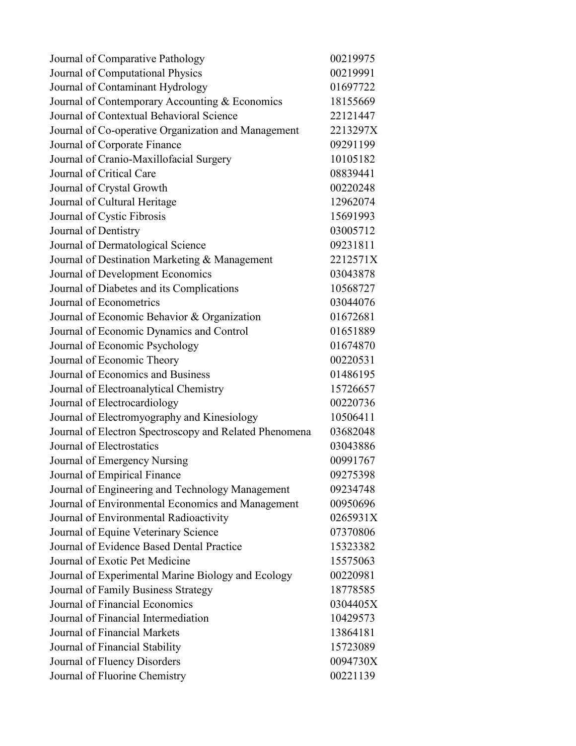| | |
|---|---|
| Journal of Comparative Pathology | 00219975 |
| Journal of Computational Physics | 00219991 |
| Journal of Contaminant Hydrology | 01697722 |
| Journal of Contemporary Accounting & Economics | 18155669 |
| Journal of Contextual Behavioral Science | 22121447 |
| Journal of Co-operative Organization and Management | 2213297X |
| Journal of Corporate Finance | 09291199 |
| Journal of Cranio-Maxillofacial Surgery | 10105182 |
| Journal of Critical Care | 08839441 |
| Journal of Crystal Growth | 00220248 |
| Journal of Cultural Heritage | 12962074 |
| Journal of Cystic Fibrosis | 15691993 |
| Journal of Dentistry | 03005712 |
| Journal of Dermatological Science | 09231811 |
| Journal of Destination Marketing & Management | 2212571X |
| Journal of Development Economics | 03043878 |
| Journal of Diabetes and its Complications | 10568727 |
| Journal of Econometrics | 03044076 |
| Journal of Economic Behavior & Organization | 01672681 |
| Journal of Economic Dynamics and Control | 01651889 |
| Journal of Economic Psychology | 01674870 |
| Journal of Economic Theory | 00220531 |
| Journal of Economics and Business | 01486195 |
| Journal of Electroanalytical Chemistry | 15726657 |
| Journal of Electrocardiology | 00220736 |
| Journal of Electromyography and Kinesiology | 10506411 |
| Journal of Electron Spectroscopy and Related Phenomena | 03682048 |
| Journal of Electrostatics | 03043886 |
| Journal of Emergency Nursing | 00991767 |
| Journal of Empirical Finance | 09275398 |
| Journal of Engineering and Technology Management | 09234748 |
| Journal of Environmental Economics and Management | 00950696 |
| Journal of Environmental Radioactivity | 0265931X |
| Journal of Equine Veterinary Science | 07370806 |
| Journal of Evidence Based Dental Practice | 15323382 |
| Journal of Exotic Pet Medicine | 15575063 |
| Journal of Experimental Marine Biology and Ecology | 00220981 |
| Journal of Family Business Strategy | 18778585 |
| Journal of Financial Economics | 0304405X |
| Journal of Financial Intermediation | 10429573 |
| Journal of Financial Markets | 13864181 |
| Journal of Financial Stability | 15723089 |
| Journal of Fluency Disorders | 0094730X |
| Journal of Fluorine Chemistry | 00221139 |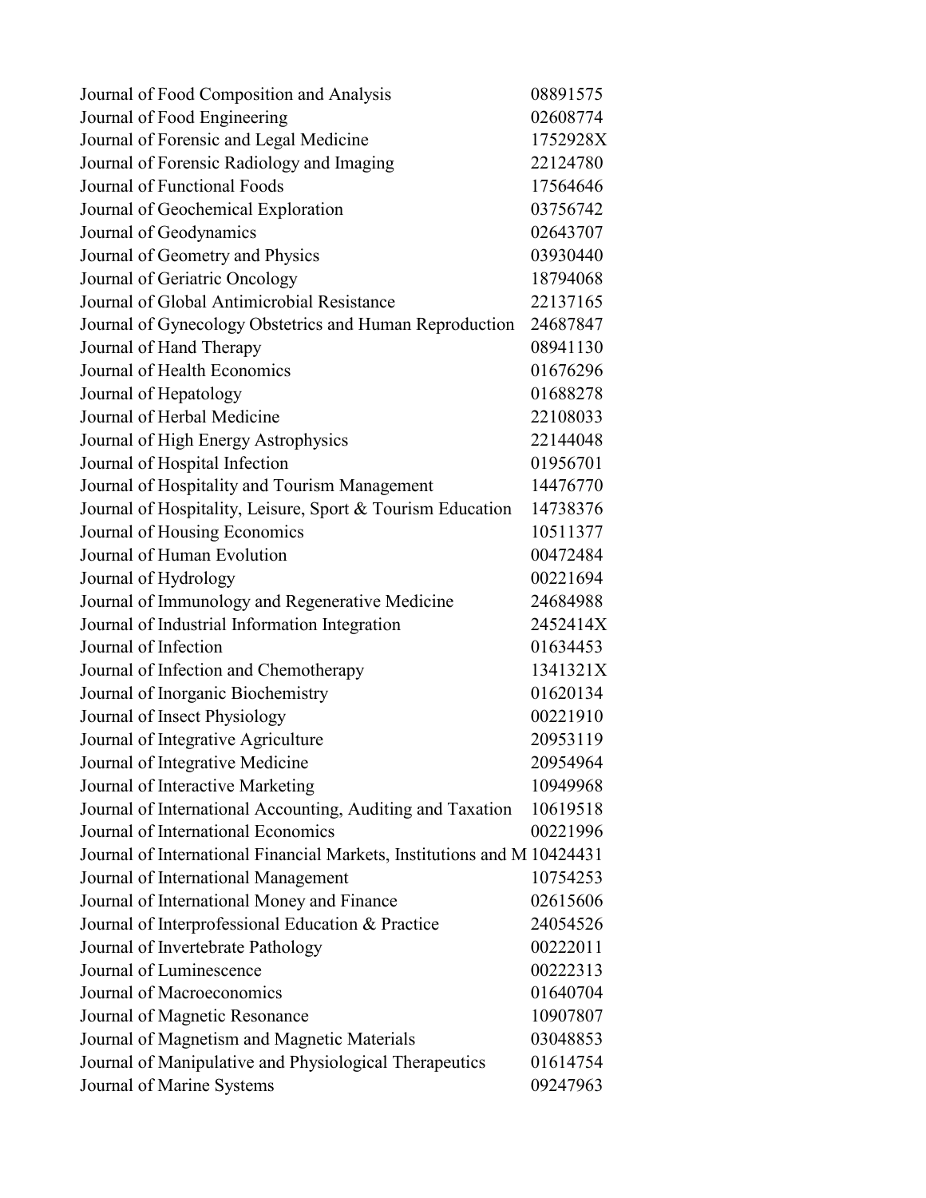| | |
|---|---|
| Journal of Food Composition and Analysis | 08891575 |
| Journal of Food Engineering | 02608774 |
| Journal of Forensic and Legal Medicine | 1752928X |
| Journal of Forensic Radiology and Imaging | 22124780 |
| Journal of Functional Foods | 17564646 |
| Journal of Geochemical Exploration | 03756742 |
| Journal of Geodynamics | 02643707 |
| Journal of Geometry and Physics | 03930440 |
| Journal of Geriatric Oncology | 18794068 |
| Journal of Global Antimicrobial Resistance | 22137165 |
| Journal of Gynecology Obstetrics and Human Reproduction | 24687847 |
| Journal of Hand Therapy | 08941130 |
| Journal of Health Economics | 01676296 |
| Journal of Hepatology | 01688278 |
| Journal of Herbal Medicine | 22108033 |
| Journal of High Energy Astrophysics | 22144048 |
| Journal of Hospital Infection | 01956701 |
| Journal of Hospitality and Tourism Management | 14476770 |
| Journal of Hospitality, Leisure, Sport & Tourism Education | 14738376 |
| Journal of Housing Economics | 10511377 |
| Journal of Human Evolution | 00472484 |
| Journal of Hydrology | 00221694 |
| Journal of Immunology and Regenerative Medicine | 24684988 |
| Journal of Industrial Information Integration | 2452414X |
| Journal of Infection | 01634453 |
| Journal of Infection and Chemotherapy | 1341321X |
| Journal of Inorganic Biochemistry | 01620134 |
| Journal of Insect Physiology | 00221910 |
| Journal of Integrative Agriculture | 20953119 |
| Journal of Integrative Medicine | 20954964 |
| Journal of Interactive Marketing | 10949968 |
| Journal of International Accounting, Auditing and Taxation | 10619518 |
| Journal of International Economics | 00221996 |
| Journal of International Financial Markets, Institutions and M | 10424431 |
| Journal of International Management | 10754253 |
| Journal of International Money and Finance | 02615606 |
| Journal of Interprofessional Education & Practice | 24054526 |
| Journal of Invertebrate Pathology | 00222011 |
| Journal of Luminescence | 00222313 |
| Journal of Macroeconomics | 01640704 |
| Journal of Magnetic Resonance | 10907807 |
| Journal of Magnetism and Magnetic Materials | 03048853 |
| Journal of Manipulative and Physiological Therapeutics | 01614754 |
| Journal of Marine Systems | 09247963 |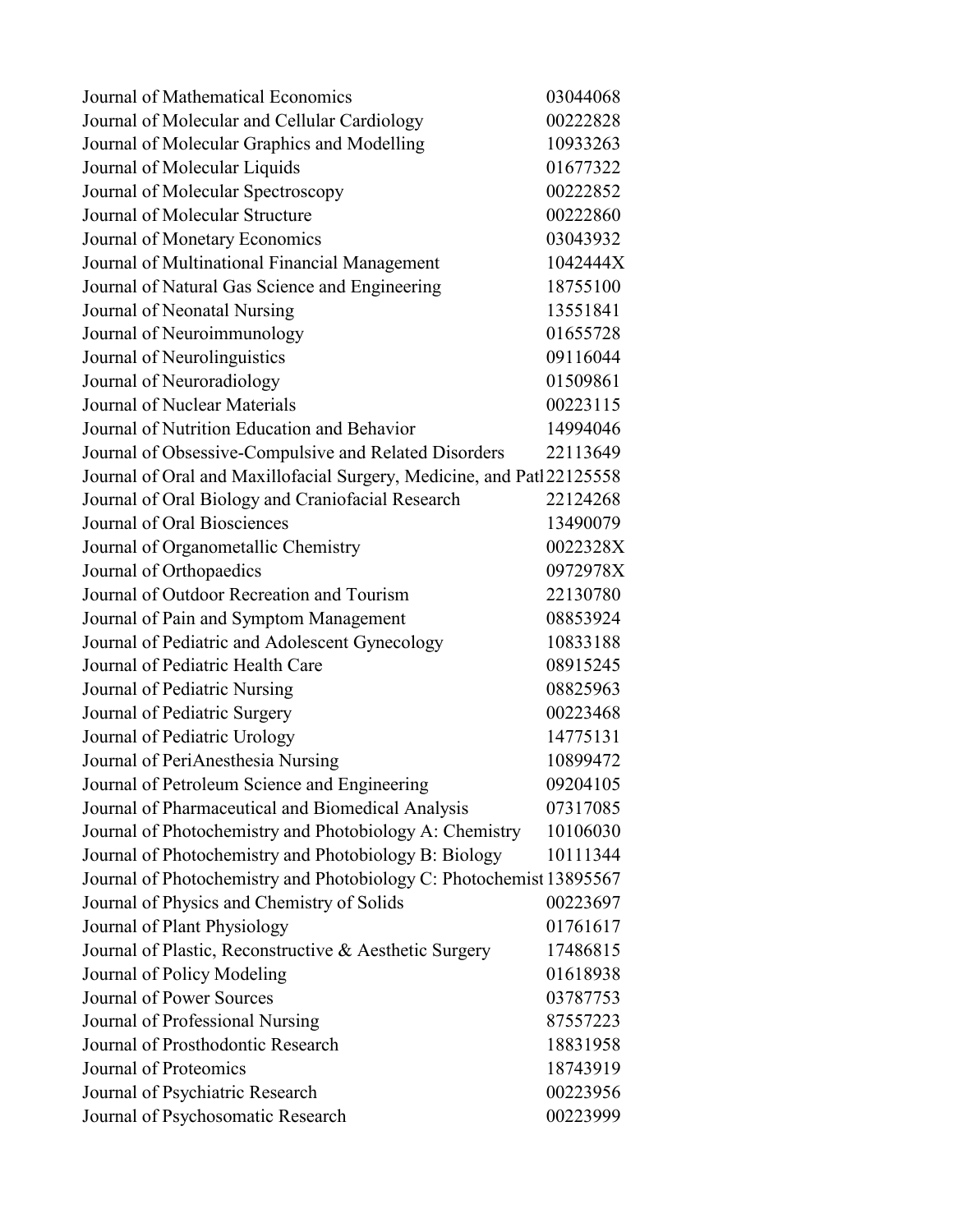| | |
|---|---|
| Journal of Mathematical Economics | 03044068 |
| Journal of Molecular and Cellular Cardiology | 00222828 |
| Journal of Molecular Graphics and Modelling | 10933263 |
| Journal of Molecular Liquids | 01677322 |
| Journal of Molecular Spectroscopy | 00222852 |
| Journal of Molecular Structure | 00222860 |
| Journal of Monetary Economics | 03043932 |
| Journal of Multinational Financial Management | 1042444X |
| Journal of Natural Gas Science and Engineering | 18755100 |
| Journal of Neonatal Nursing | 13551841 |
| Journal of Neuroimmunology | 01655728 |
| Journal of Neurolinguistics | 09116044 |
| Journal of Neuroradiology | 01509861 |
| Journal of Nuclear Materials | 00223115 |
| Journal of Nutrition Education and Behavior | 14994046 |
| Journal of Obsessive-Compulsive and Related Disorders | 22113649 |
| Journal of Oral and Maxillofacial Surgery, Medicine, and Patl | 22125558 |
| Journal of Oral Biology and Craniofacial Research | 22124268 |
| Journal of Oral Biosciences | 13490079 |
| Journal of Organometallic Chemistry | 0022328X |
| Journal of Orthopaedics | 0972978X |
| Journal of Outdoor Recreation and Tourism | 22130780 |
| Journal of Pain and Symptom Management | 08853924 |
| Journal of Pediatric and Adolescent Gynecology | 10833188 |
| Journal of Pediatric Health Care | 08915245 |
| Journal of Pediatric Nursing | 08825963 |
| Journal of Pediatric Surgery | 00223468 |
| Journal of Pediatric Urology | 14775131 |
| Journal of PeriAnesthesia Nursing | 10899472 |
| Journal of Petroleum Science and Engineering | 09204105 |
| Journal of Pharmaceutical and Biomedical Analysis | 07317085 |
| Journal of Photochemistry and Photobiology A: Chemistry | 10106030 |
| Journal of Photochemistry and Photobiology B: Biology | 10111344 |
| Journal of Photochemistry and Photobiology C: Photochemist | 13895567 |
| Journal of Physics and Chemistry of Solids | 00223697 |
| Journal of Plant Physiology | 01761617 |
| Journal of Plastic, Reconstructive & Aesthetic Surgery | 17486815 |
| Journal of Policy Modeling | 01618938 |
| Journal of Power Sources | 03787753 |
| Journal of Professional Nursing | 87557223 |
| Journal of Prosthodontic Research | 18831958 |
| Journal of Proteomics | 18743919 |
| Journal of Psychiatric Research | 00223956 |
| Journal of Psychosomatic Research | 00223999 |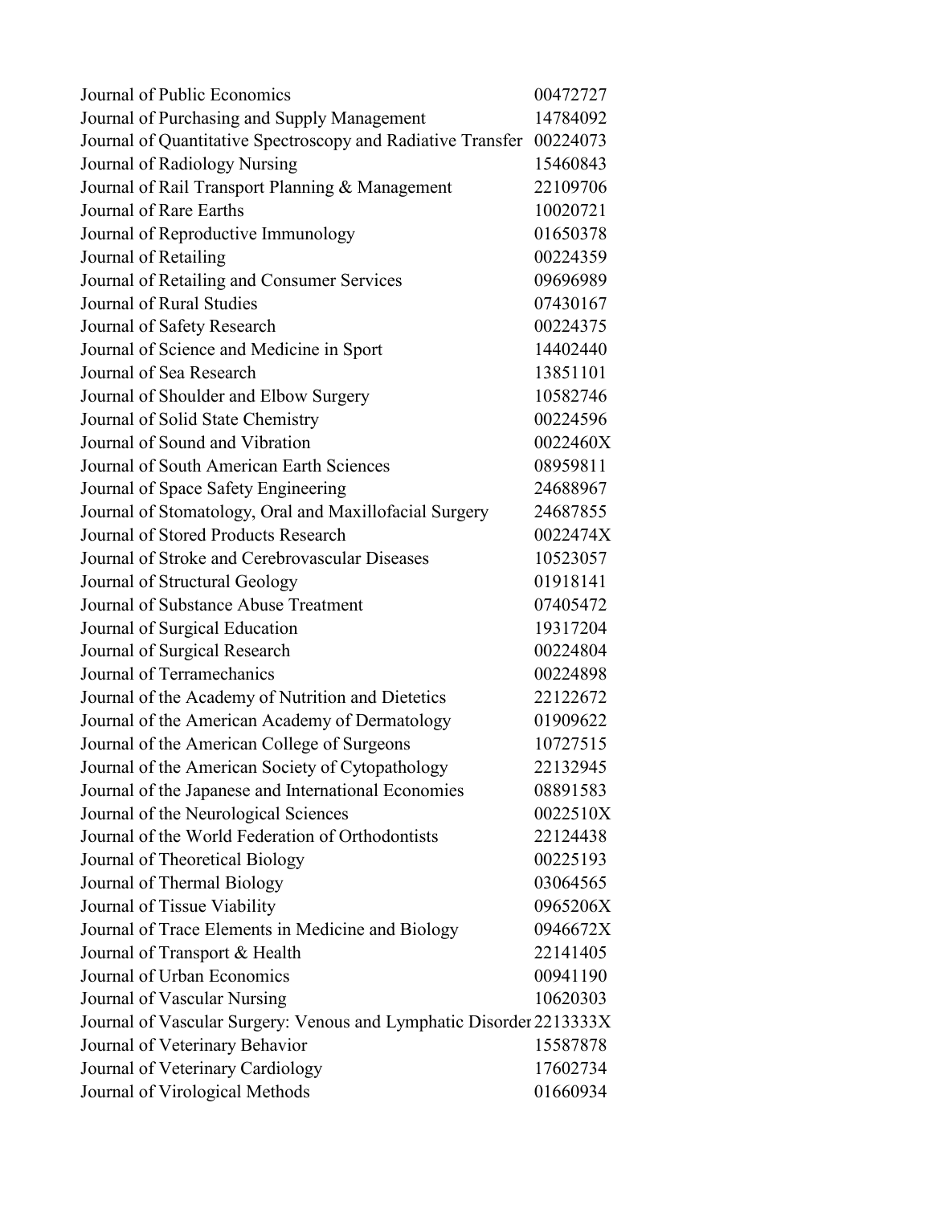| | |
|---|---|
| Journal of Public Economics | 00472727 |
| Journal of Purchasing and Supply Management | 14784092 |
| Journal of Quantitative Spectroscopy and Radiative Transfer | 00224073 |
| Journal of Radiology Nursing | 15460843 |
| Journal of Rail Transport Planning & Management | 22109706 |
| Journal of Rare Earths | 10020721 |
| Journal of Reproductive Immunology | 01650378 |
| Journal of Retailing | 00224359 |
| Journal of Retailing and Consumer Services | 09696989 |
| Journal of Rural Studies | 07430167 |
| Journal of Safety Research | 00224375 |
| Journal of Science and Medicine in Sport | 14402440 |
| Journal of Sea Research | 13851101 |
| Journal of Shoulder and Elbow Surgery | 10582746 |
| Journal of Solid State Chemistry | 00224596 |
| Journal of Sound and Vibration | 0022460X |
| Journal of South American Earth Sciences | 08959811 |
| Journal of Space Safety Engineering | 24688967 |
| Journal of Stomatology, Oral and Maxillofacial Surgery | 24687855 |
| Journal of Stored Products Research | 0022474X |
| Journal of Stroke and Cerebrovascular Diseases | 10523057 |
| Journal of Structural Geology | 01918141 |
| Journal of Substance Abuse Treatment | 07405472 |
| Journal of Surgical Education | 19317204 |
| Journal of Surgical Research | 00224804 |
| Journal of Terramechanics | 00224898 |
| Journal of the Academy of Nutrition and Dietetics | 22122672 |
| Journal of the American Academy of Dermatology | 01909622 |
| Journal of the American College of Surgeons | 10727515 |
| Journal of the American Society of Cytopathology | 22132945 |
| Journal of the Japanese and International Economies | 08891583 |
| Journal of the Neurological Sciences | 0022510X |
| Journal of the World Federation of Orthodontists | 22124438 |
| Journal of Theoretical Biology | 00225193 |
| Journal of Thermal Biology | 03064565 |
| Journal of Tissue Viability | 0965206X |
| Journal of Trace Elements in Medicine and Biology | 0946672X |
| Journal of Transport & Health | 22141405 |
| Journal of Urban Economics | 00941190 |
| Journal of Vascular Nursing | 10620303 |
| Journal of Vascular Surgery: Venous and Lymphatic Disorder | 2213333X |
| Journal of Veterinary Behavior | 15587878 |
| Journal of Veterinary Cardiology | 17602734 |
| Journal of Virological Methods | 01660934 |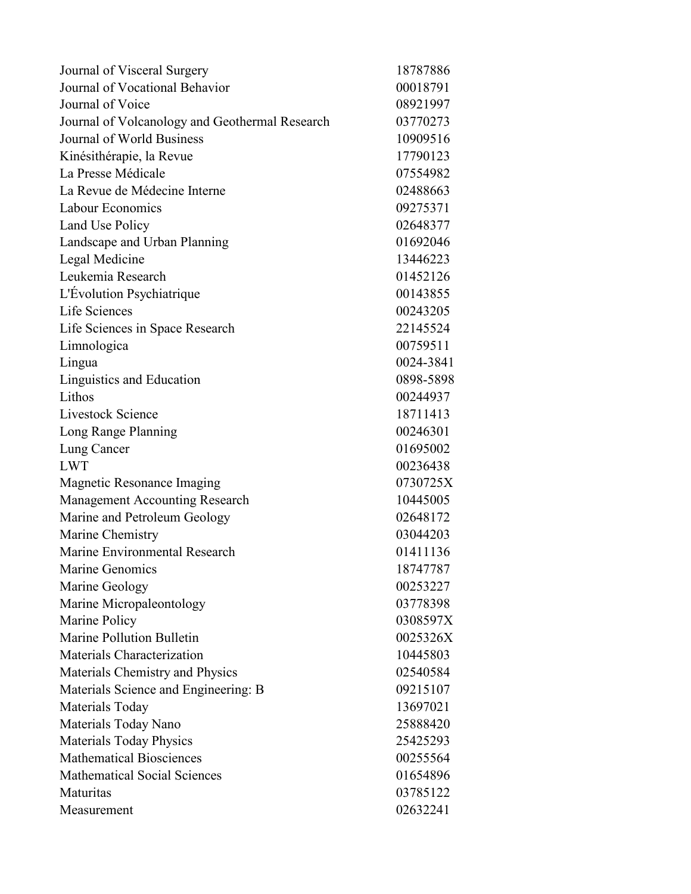| | |
|---|---|
| Journal of Visceral Surgery | 18787886 |
| Journal of Vocational Behavior | 00018791 |
| Journal of Voice | 08921997 |
| Journal of Volcanology and Geothermal Research | 03770273 |
| Journal of World Business | 10909516 |
| Kinésithérapie, la Revue | 17790123 |
| La Presse Médicale | 07554982 |
| La Revue de Médecine Interne | 02488663 |
| Labour Economics | 09275371 |
| Land Use Policy | 02648377 |
| Landscape and Urban Planning | 01692046 |
| Legal Medicine | 13446223 |
| Leukemia Research | 01452126 |
| L'Évolution Psychiatrique | 00143855 |
| Life Sciences | 00243205 |
| Life Sciences in Space Research | 22145524 |
| Limnologica | 00759511 |
| Lingua | 0024-3841 |
| Linguistics and Education | 0898-5898 |
| Lithos | 00244937 |
| Livestock Science | 18711413 |
| Long Range Planning | 00246301 |
| Lung Cancer | 01695002 |
| LWT | 00236438 |
| Magnetic Resonance Imaging | 0730725X |
| Management Accounting Research | 10445005 |
| Marine and Petroleum Geology | 02648172 |
| Marine Chemistry | 03044203 |
| Marine Environmental Research | 01411136 |
| Marine Genomics | 18747787 |
| Marine Geology | 00253227 |
| Marine Micropaleontology | 03778398 |
| Marine Policy | 0308597X |
| Marine Pollution Bulletin | 0025326X |
| Materials Characterization | 10445803 |
| Materials Chemistry and Physics | 02540584 |
| Materials Science and Engineering: B | 09215107 |
| Materials Today | 13697021 |
| Materials Today Nano | 25888420 |
| Materials Today Physics | 25425293 |
| Mathematical Biosciences | 00255564 |
| Mathematical Social Sciences | 01654896 |
| Maturitas | 03785122 |
| Measurement | 02632241 |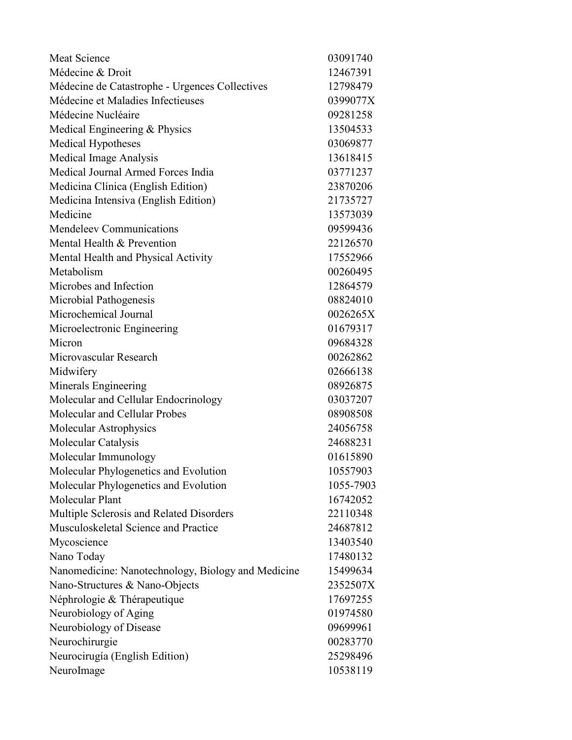| | |
|---|---|
| Meat Science | 03091740 |
| Médecine & Droit | 12467391 |
| Médecine de Catastrophe - Urgences Collectives | 12798479 |
| Médecine et Maladies Infectieuses | 0399077X |
| Médecine Nucléaire | 09281258 |
| Medical Engineering & Physics | 13504533 |
| Medical Hypotheses | 03069877 |
| Medical Image Analysis | 13618415 |
| Medical Journal Armed Forces India | 03771237 |
| Medicina Clínica (English Edition) | 23870206 |
| Medicina Intensiva (English Edition) | 21735727 |
| Medicine | 13573039 |
| Mendeleev Communications | 09599436 |
| Mental Health & Prevention | 22126570 |
| Mental Health and Physical Activity | 17552966 |
| Metabolism | 00260495 |
| Microbes and Infection | 12864579 |
| Microbial Pathogenesis | 08824010 |
| Microchemical Journal | 0026265X |
| Microelectronic Engineering | 01679317 |
| Micron | 09684328 |
| Microvascular Research | 00262862 |
| Midwifery | 02666138 |
| Minerals Engineering | 08926875 |
| Molecular and Cellular Endocrinology | 03037207 |
| Molecular and Cellular Probes | 08908508 |
| Molecular Astrophysics | 24056758 |
| Molecular Catalysis | 24688231 |
| Molecular Immunology | 01615890 |
| Molecular Phylogenetics and Evolution | 10557903 |
| Molecular Phylogenetics and Evolution | 1055-7903 |
| Molecular Plant | 16742052 |
| Multiple Sclerosis and Related Disorders | 22110348 |
| Musculoskeletal Science and Practice | 24687812 |
| Mycoscience | 13403540 |
| Nano Today | 17480132 |
| Nanomedicine: Nanotechnology, Biology and Medicine | 15499634 |
| Nano-Structures & Nano-Objects | 2352507X |
| Néphrologie & Thérapeutique | 17697255 |
| Neurobiology of Aging | 01974580 |
| Neurobiology of Disease | 09699961 |
| Neurochirurgie | 00283770 |
| Neurocirugía (English Edition) | 25298496 |
| NeuroImage | 10538119 |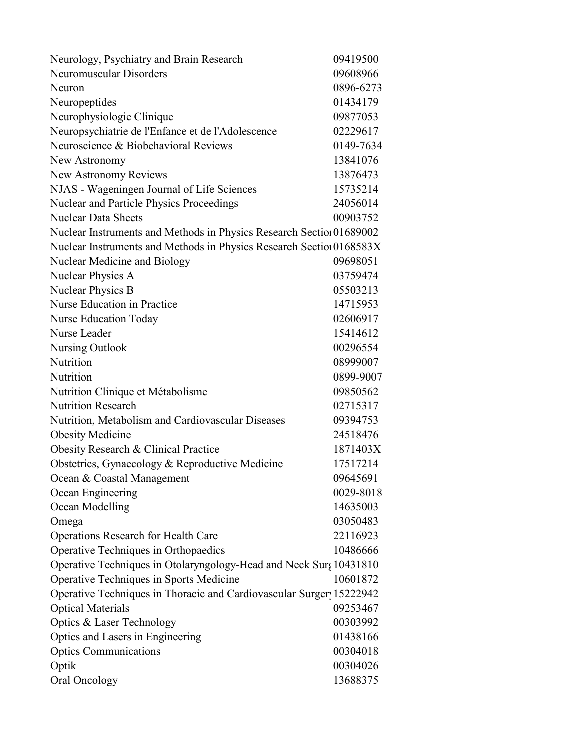| | |
|---|---|
| Neurology, Psychiatry and Brain Research | 09419500 |
| Neuromuscular Disorders | 09608966 |
| Neuron | 0896-6273 |
| Neuropeptides | 01434179 |
| Neurophysiologie Clinique | 09877053 |
| Neuropsychiatrie de l'Enfance et de l'Adolescence | 02229617 |
| Neuroscience & Biobehavioral Reviews | 0149-7634 |
| New Astronomy | 13841076 |
| New Astronomy Reviews | 13876473 |
| NJAS - Wageningen Journal of Life Sciences | 15735214 |
| Nuclear and Particle Physics Proceedings | 24056014 |
| Nuclear Data Sheets | 00903752 |
| Nuclear Instruments and Methods in Physics Research Sectio | 01689002 |
| Nuclear Instruments and Methods in Physics Research Sectio | 0168583X |
| Nuclear Medicine and Biology | 09698051 |
| Nuclear Physics A | 03759474 |
| Nuclear Physics B | 05503213 |
| Nurse Education in Practice | 14715953 |
| Nurse Education Today | 02606917 |
| Nurse Leader | 15414612 |
| Nursing Outlook | 00296554 |
| Nutrition | 08999007 |
| Nutrition | 0899-9007 |
| Nutrition Clinique et Métabolisme | 09850562 |
| Nutrition Research | 02715317 |
| Nutrition, Metabolism and Cardiovascular Diseases | 09394753 |
| Obesity Medicine | 24518476 |
| Obesity Research & Clinical Practice | 1871403X |
| Obstetrics, Gynaecology & Reproductive Medicine | 17517214 |
| Ocean & Coastal Management | 09645691 |
| Ocean Engineering | 0029-8018 |
| Ocean Modelling | 14635003 |
| Omega | 03050483 |
| Operations Research for Health Care | 22116923 |
| Operative Techniques in Orthopaedics | 10486666 |
| Operative Techniques in Otolaryngology-Head and Neck Surg | 10431810 |
| Operative Techniques in Sports Medicine | 10601872 |
| Operative Techniques in Thoracic and Cardiovascular Surger | 15222942 |
| Optical Materials | 09253467 |
| Optics & Laser Technology | 00303992 |
| Optics and Lasers in Engineering | 01438166 |
| Optics Communications | 00304018 |
| Optik | 00304026 |
| Oral Oncology | 13688375 |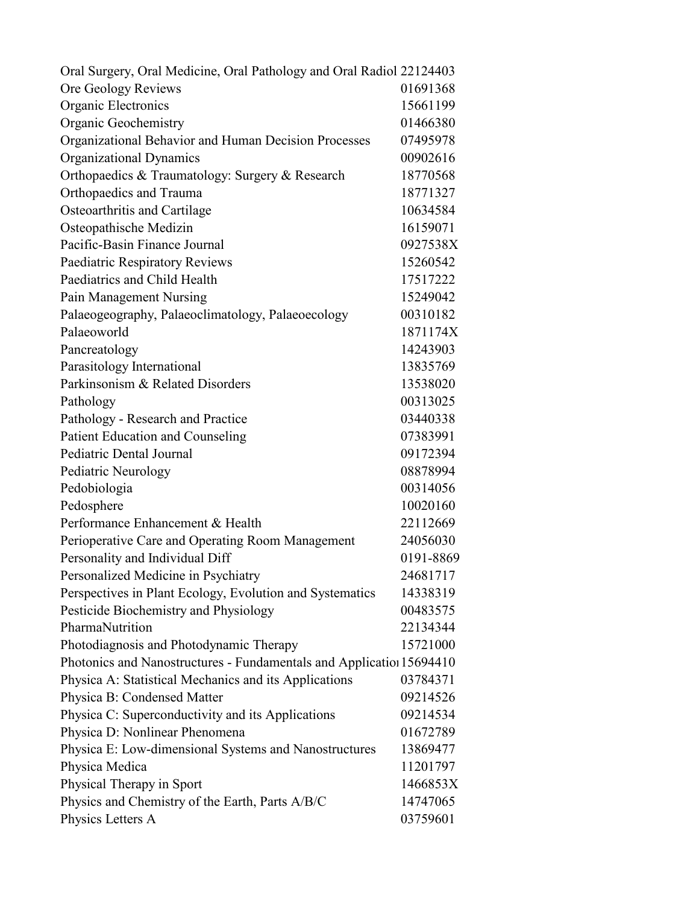| | |
|---|---|
| Oral Surgery, Oral Medicine, Oral Pathology and Oral Radiol | 22124403 |
| Ore Geology Reviews | 01691368 |
| Organic Electronics | 15661199 |
| Organic Geochemistry | 01466380 |
| Organizational Behavior and Human Decision Processes | 07495978 |
| Organizational Dynamics | 00902616 |
| Orthopaedics & Traumatology: Surgery & Research | 18770568 |
| Orthopaedics and Trauma | 18771327 |
| Osteoarthritis and Cartilage | 10634584 |
| Osteopathische Medizin | 16159071 |
| Pacific-Basin Finance Journal | 0927538X |
| Paediatric Respiratory Reviews | 15260542 |
| Paediatrics and Child Health | 17517222 |
| Pain Management Nursing | 15249042 |
| Palaeogeography, Palaeoclimatology, Palaeoecology | 00310182 |
| Palaeoworld | 1871174X |
| Pancreatology | 14243903 |
| Parasitology International | 13835769 |
| Parkinsonism & Related Disorders | 13538020 |
| Pathology | 00313025 |
| Pathology - Research and Practice | 03440338 |
| Patient Education and Counseling | 07383991 |
| Pediatric Dental Journal | 09172394 |
| Pediatric Neurology | 08878994 |
| Pedobiologia | 00314056 |
| Pedosphere | 10020160 |
| Performance Enhancement & Health | 22112669 |
| Perioperative Care and Operating Room Management | 24056030 |
| Personality and Individual Diff | 0191-8869 |
| Personalized Medicine in Psychiatry | 24681717 |
| Perspectives in Plant Ecology, Evolution and Systematics | 14338319 |
| Pesticide Biochemistry and Physiology | 00483575 |
| PharmaNutrition | 22134344 |
| Photodiagnosis and Photodynamic Therapy | 15721000 |
| Photonics and Nanostructures - Fundamentals and Applicatio | 15694410 |
| Physica A: Statistical Mechanics and its Applications | 03784371 |
| Physica B: Condensed Matter | 09214526 |
| Physica C: Superconductivity and its Applications | 09214534 |
| Physica D: Nonlinear Phenomena | 01672789 |
| Physica E: Low-dimensional Systems and Nanostructures | 13869477 |
| Physica Medica | 11201797 |
| Physical Therapy in Sport | 1466853X |
| Physics and Chemistry of the Earth, Parts A/B/C | 14747065 |
| Physics Letters A | 03759601 |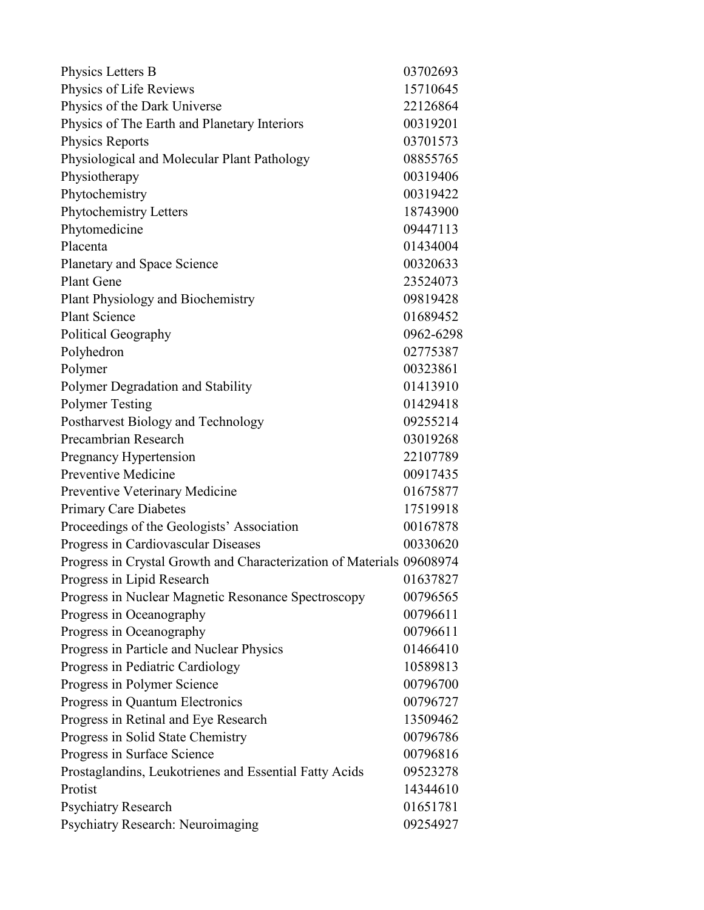| | |
|---|---|
| Physics Letters B | 03702693 |
| Physics of Life Reviews | 15710645 |
| Physics of the Dark Universe | 22126864 |
| Physics of The Earth and Planetary Interiors | 00319201 |
| Physics Reports | 03701573 |
| Physiological and Molecular Plant Pathology | 08855765 |
| Physiotherapy | 00319406 |
| Phytochemistry | 00319422 |
| Phytochemistry Letters | 18743900 |
| Phytomedicine | 09447113 |
| Placenta | 01434004 |
| Planetary and Space Science | 00320633 |
| Plant Gene | 23524073 |
| Plant Physiology and Biochemistry | 09819428 |
| Plant Science | 01689452 |
| Political Geography | 0962-6298 |
| Polyhedron | 02775387 |
| Polymer | 00323861 |
| Polymer Degradation and Stability | 01413910 |
| Polymer Testing | 01429418 |
| Postharvest Biology and Technology | 09255214 |
| Precambrian Research | 03019268 |
| Pregnancy Hypertension | 22107789 |
| Preventive Medicine | 00917435 |
| Preventive Veterinary Medicine | 01675877 |
| Primary Care Diabetes | 17519918 |
| Proceedings of the Geologists' Association | 00167878 |
| Progress in Cardiovascular Diseases | 00330620 |
| Progress in Crystal Growth and Characterization of Materials | 09608974 |
| Progress in Lipid Research | 01637827 |
| Progress in Nuclear Magnetic Resonance Spectroscopy | 00796565 |
| Progress in Oceanography | 00796611 |
| Progress in Oceanography | 00796611 |
| Progress in Particle and Nuclear Physics | 01466410 |
| Progress in Pediatric Cardiology | 10589813 |
| Progress in Polymer Science | 00796700 |
| Progress in Quantum Electronics | 00796727 |
| Progress in Retinal and Eye Research | 13509462 |
| Progress in Solid State Chemistry | 00796786 |
| Progress in Surface Science | 00796816 |
| Prostaglandins, Leukotrienes and Essential Fatty Acids | 09523278 |
| Protist | 14344610 |
| Psychiatry Research | 01651781 |
| Psychiatry Research: Neuroimaging | 09254927 |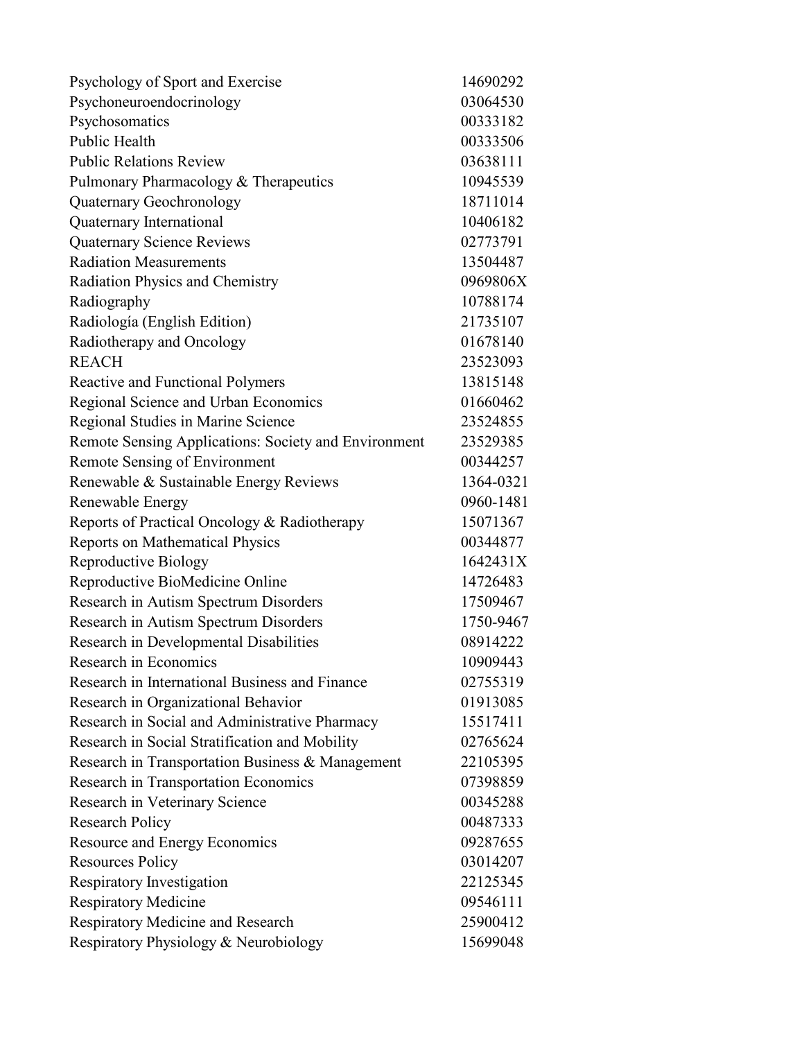| | |
|---|---|
| Psychology of Sport and Exercise | 14690292 |
| Psychoneuroendocrinology | 03064530 |
| Psychosomatics | 00333182 |
| Public Health | 00333506 |
| Public Relations Review | 03638111 |
| Pulmonary Pharmacology & Therapeutics | 10945539 |
| Quaternary Geochronology | 18711014 |
| Quaternary International | 10406182 |
| Quaternary Science Reviews | 02773791 |
| Radiation Measurements | 13504487 |
| Radiation Physics and Chemistry | 0969806X |
| Radiography | 10788174 |
| Radiología (English Edition) | 21735107 |
| Radiotherapy and Oncology | 01678140 |
| REACH | 23523093 |
| Reactive and Functional Polymers | 13815148 |
| Regional Science and Urban Economics | 01660462 |
| Regional Studies in Marine Science | 23524855 |
| Remote Sensing Applications: Society and Environment | 23529385 |
| Remote Sensing of Environment | 00344257 |
| Renewable & Sustainable Energy Reviews | 1364-0321 |
| Renewable Energy | 0960-1481 |
| Reports of Practical Oncology & Radiotherapy | 15071367 |
| Reports on Mathematical Physics | 00344877 |
| Reproductive Biology | 1642431X |
| Reproductive BioMedicine Online | 14726483 |
| Research in Autism Spectrum Disorders | 17509467 |
| Research in Autism Spectrum Disorders | 1750-9467 |
| Research in Developmental Disabilities | 08914222 |
| Research in Economics | 10909443 |
| Research in International Business and Finance | 02755319 |
| Research in Organizational Behavior | 01913085 |
| Research in Social and Administrative Pharmacy | 15517411 |
| Research in Social Stratification and Mobility | 02765624 |
| Research in Transportation Business & Management | 22105395 |
| Research in Transportation Economics | 07398859 |
| Research in Veterinary Science | 00345288 |
| Research Policy | 00487333 |
| Resource and Energy Economics | 09287655 |
| Resources Policy | 03014207 |
| Respiratory Investigation | 22125345 |
| Respiratory Medicine | 09546111 |
| Respiratory Medicine and Research | 25900412 |
| Respiratory Physiology & Neurobiology | 15699048 |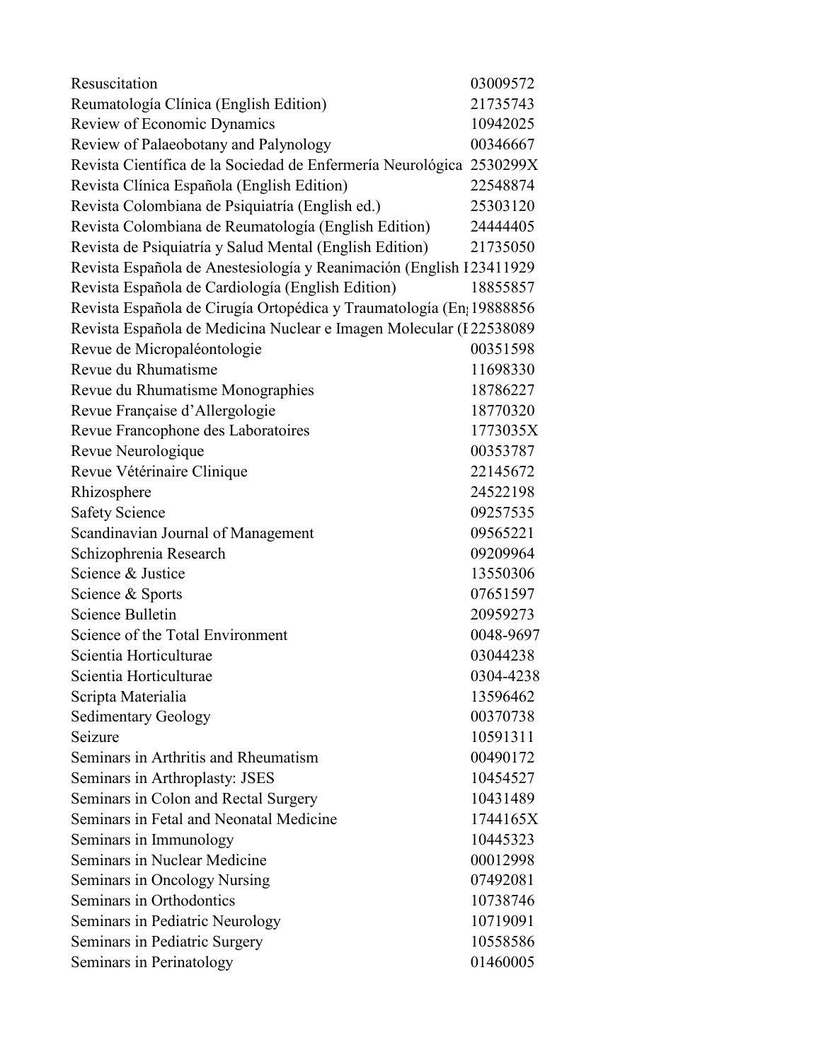| | |
|---|---|
| Resuscitation | 03009572 |
| Reumatología Clínica (English Edition) | 21735743 |
| Review of Economic Dynamics | 10942025 |
| Review of Palaeobotany and Palynology | 00346667 |
| Revista Científica de la Sociedad de Enfermería Neurológica | 2530299X |
| Revista Clínica Española (English Edition) | 22548874 |
| Revista Colombiana de Psiquiatría (English ed.) | 25303120 |
| Revista Colombiana de Reumatología (English Edition) | 24444405 |
| Revista de Psiquiatría y Salud Mental (English Edition) | 21735050 |
| Revista Española de Anestesiología y Reanimación (English I | 23411929 |
| Revista Española de Cardiología (English Edition) | 18855857 |
| Revista Española de Cirugía Ortopédica y Traumatología (En | 19888856 |
| Revista Española de Medicina Nuclear e Imagen Molecular (I | 22538089 |
| Revue de Micropaléontologie | 00351598 |
| Revue du Rhumatisme | 11698330 |
| Revue du Rhumatisme Monographies | 18786227 |
| Revue Française d'Allergologie | 18770320 |
| Revue Francophone des Laboratoires | 1773035X |
| Revue Neurologique | 00353787 |
| Revue Vétérinaire Clinique | 22145672 |
| Rhizosphere | 24522198 |
| Safety Science | 09257535 |
| Scandinavian Journal of Management | 09565221 |
| Schizophrenia Research | 09209964 |
| Science & Justice | 13550306 |
| Science & Sports | 07651597 |
| Science Bulletin | 20959273 |
| Science of the Total Environment | 0048-9697 |
| Scientia Horticulturae | 03044238 |
| Scientia Horticulturae | 0304-4238 |
| Scripta Materialia | 13596462 |
| Sedimentary Geology | 00370738 |
| Seizure | 10591311 |
| Seminars in Arthritis and Rheumatism | 00490172 |
| Seminars in Arthroplasty: JSES | 10454527 |
| Seminars in Colon and Rectal Surgery | 10431489 |
| Seminars in Fetal and Neonatal Medicine | 1744165X |
| Seminars in Immunology | 10445323 |
| Seminars in Nuclear Medicine | 00012998 |
| Seminars in Oncology Nursing | 07492081 |
| Seminars in Orthodontics | 10738746 |
| Seminars in Pediatric Neurology | 10719091 |
| Seminars in Pediatric Surgery | 10558586 |
| Seminars in Perinatology | 01460005 |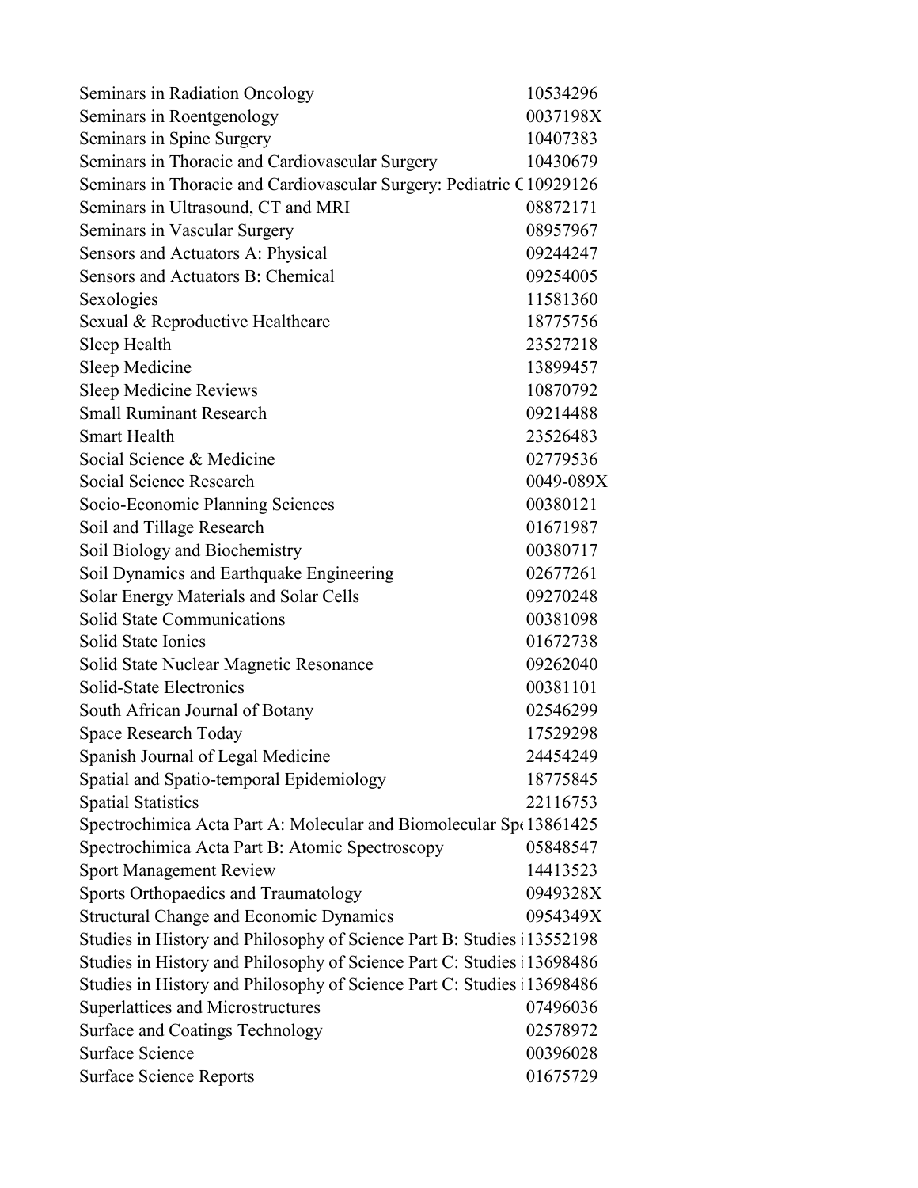| | |
|---|---|
| Seminars in Radiation Oncology | 10534296 |
| Seminars in Roentgenology | 0037198X |
| Seminars in Spine Surgery | 10407383 |
| Seminars in Thoracic and Cardiovascular Surgery | 10430679 |
| Seminars in Thoracic and Cardiovascular Surgery: Pediatric C | 10929126 |
| Seminars in Ultrasound, CT and MRI | 08872171 |
| Seminars in Vascular Surgery | 08957967 |
| Sensors and Actuators A: Physical | 09244247 |
| Sensors and Actuators B: Chemical | 09254005 |
| Sexologies | 11581360 |
| Sexual & Reproductive Healthcare | 18775756 |
| Sleep Health | 23527218 |
| Sleep Medicine | 13899457 |
| Sleep Medicine Reviews | 10870792 |
| Small Ruminant Research | 09214488 |
| Smart Health | 23526483 |
| Social Science & Medicine | 02779536 |
| Social Science Research | 0049-089X |
| Socio-Economic Planning Sciences | 00380121 |
| Soil and Tillage Research | 01671987 |
| Soil Biology and Biochemistry | 00380717 |
| Soil Dynamics and Earthquake Engineering | 02677261 |
| Solar Energy Materials and Solar Cells | 09270248 |
| Solid State Communications | 00381098 |
| Solid State Ionics | 01672738 |
| Solid State Nuclear Magnetic Resonance | 09262040 |
| Solid-State Electronics | 00381101 |
| South African Journal of Botany | 02546299 |
| Space Research Today | 17529298 |
| Spanish Journal of Legal Medicine | 24454249 |
| Spatial and Spatio-temporal Epidemiology | 18775845 |
| Spatial Statistics | 22116753 |
| Spectrochimica Acta Part A: Molecular and Biomolecular Spe | 13861425 |
| Spectrochimica Acta Part B: Atomic Spectroscopy | 05848547 |
| Sport Management Review | 14413523 |
| Sports Orthopaedics and Traumatology | 0949328X |
| Structural Change and Economic Dynamics | 0954349X |
| Studies in History and Philosophy of Science Part B: Studies i | 13552198 |
| Studies in History and Philosophy of Science Part C: Studies i | 13698486 |
| Studies in History and Philosophy of Science Part C: Studies i | 13698486 |
| Superlattices and Microstructures | 07496036 |
| Surface and Coatings Technology | 02578972 |
| Surface Science | 00396028 |
| Surface Science Reports | 01675729 |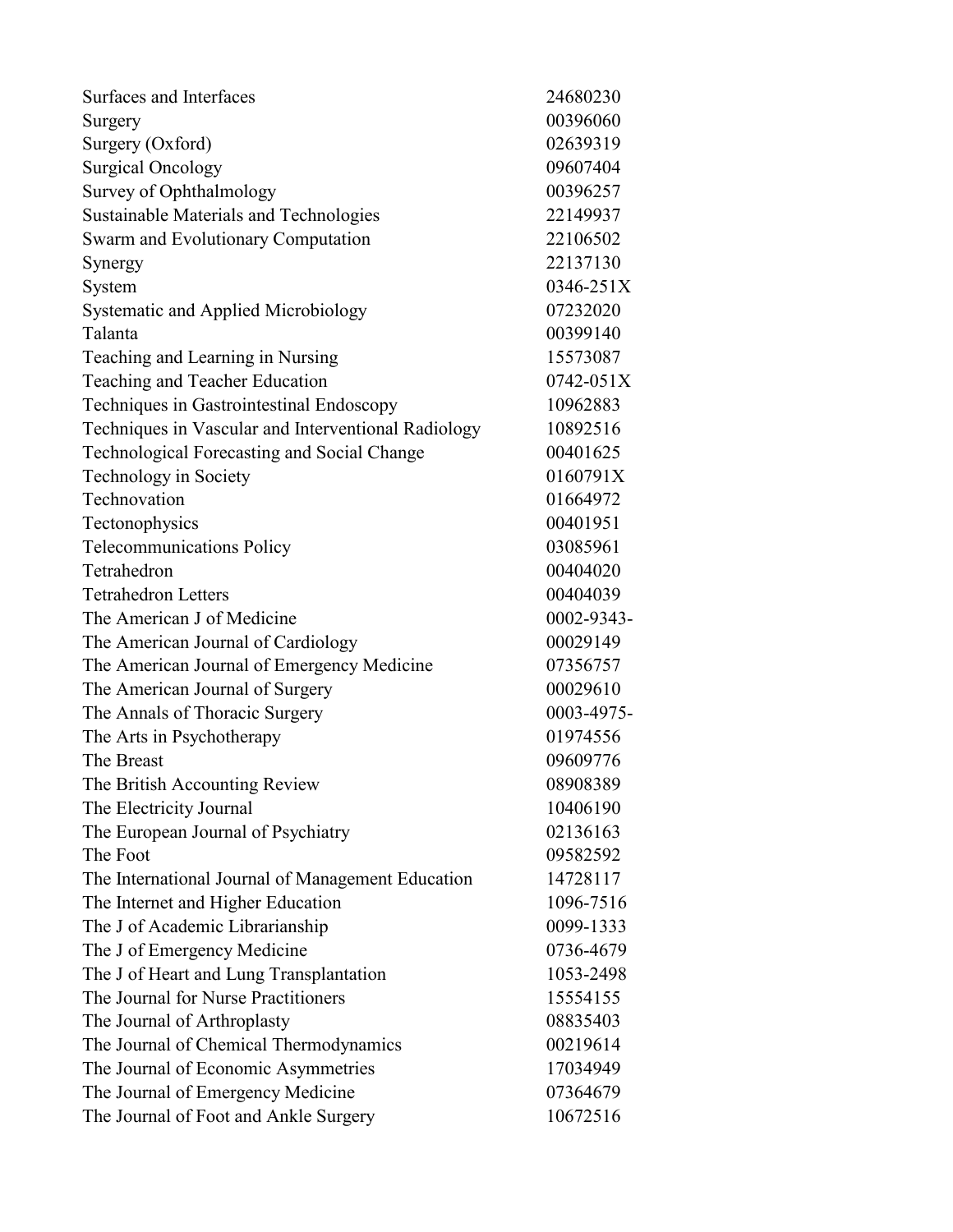| | |
|---|---|
| Surfaces and Interfaces | 24680230 |
| Surgery | 00396060 |
| Surgery (Oxford) | 02639319 |
| Surgical Oncology | 09607404 |
| Survey of Ophthalmology | 00396257 |
| Sustainable Materials and Technologies | 22149937 |
| Swarm and Evolutionary Computation | 22106502 |
| Synergy | 22137130 |
| System | 0346-251X |
| Systematic and Applied Microbiology | 07232020 |
| Talanta | 00399140 |
| Teaching and Learning in Nursing | 15573087 |
| Teaching and Teacher Education | 0742-051X |
| Techniques in Gastrointestinal Endoscopy | 10962883 |
| Techniques in Vascular and Interventional Radiology | 10892516 |
| Technological Forecasting and Social Change | 00401625 |
| Technology in Society | 0160791X |
| Technovation | 01664972 |
| Tectonophysics | 00401951 |
| Telecommunications Policy | 03085961 |
| Tetrahedron | 00404020 |
| Tetrahedron Letters | 00404039 |
| The American J of Medicine | 0002-9343- |
| The American Journal of Cardiology | 00029149 |
| The American Journal of Emergency Medicine | 07356757 |
| The American Journal of Surgery | 00029610 |
| The Annals of Thoracic Surgery | 0003-4975- |
| The Arts in Psychotherapy | 01974556 |
| The Breast | 09609776 |
| The British Accounting Review | 08908389 |
| The Electricity Journal | 10406190 |
| The European Journal of Psychiatry | 02136163 |
| The Foot | 09582592 |
| The International Journal of Management Education | 14728117 |
| The Internet and Higher Education | 1096-7516 |
| The J of Academic Librarianship | 0099-1333 |
| The J of Emergency Medicine | 0736-4679 |
| The J of Heart and Lung Transplantation | 1053-2498 |
| The Journal for Nurse Practitioners | 15554155 |
| The Journal of Arthroplasty | 08835403 |
| The Journal of Chemical Thermodynamics | 00219614 |
| The Journal of Economic Asymmetries | 17034949 |
| The Journal of Emergency Medicine | 07364679 |
| The Journal of Foot and Ankle Surgery | 10672516 |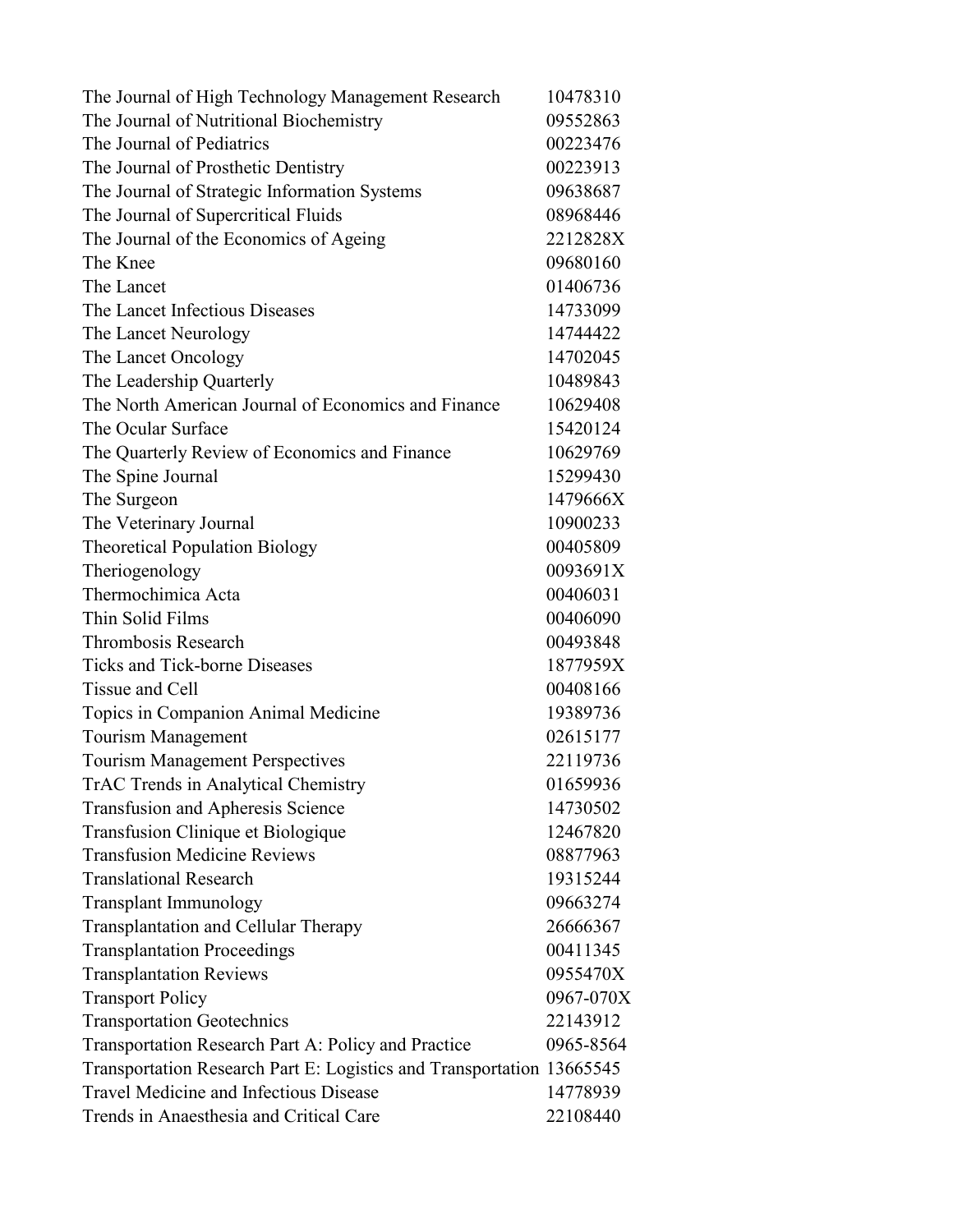| | |
|---|---|
| The Journal of High Technology Management Research | 10478310 |
| The Journal of Nutritional Biochemistry | 09552863 |
| The Journal of Pediatrics | 00223476 |
| The Journal of Prosthetic Dentistry | 00223913 |
| The Journal of Strategic Information Systems | 09638687 |
| The Journal of Supercritical Fluids | 08968446 |
| The Journal of the Economics of Ageing | 2212828X |
| The Knee | 09680160 |
| The Lancet | 01406736 |
| The Lancet Infectious Diseases | 14733099 |
| The Lancet Neurology | 14744422 |
| The Lancet Oncology | 14702045 |
| The Leadership Quarterly | 10489843 |
| The North American Journal of Economics and Finance | 10629408 |
| The Ocular Surface | 15420124 |
| The Quarterly Review of Economics and Finance | 10629769 |
| The Spine Journal | 15299430 |
| The Surgeon | 1479666X |
| The Veterinary Journal | 10900233 |
| Theoretical Population Biology | 00405809 |
| Theriogenology | 0093691X |
| Thermochimica Acta | 00406031 |
| Thin Solid Films | 00406090 |
| Thrombosis Research | 00493848 |
| Ticks and Tick-borne Diseases | 1877959X |
| Tissue and Cell | 00408166 |
| Topics in Companion Animal Medicine | 19389736 |
| Tourism Management | 02615177 |
| Tourism Management Perspectives | 22119736 |
| TrAC Trends in Analytical Chemistry | 01659936 |
| Transfusion and Apheresis Science | 14730502 |
| Transfusion Clinique et Biologique | 12467820 |
| Transfusion Medicine Reviews | 08877963 |
| Translational Research | 19315244 |
| Transplant Immunology | 09663274 |
| Transplantation and Cellular Therapy | 26666367 |
| Transplantation Proceedings | 00411345 |
| Transplantation Reviews | 0955470X |
| Transport Policy | 0967-070X |
| Transportation Geotechnics | 22143912 |
| Transportation Research Part A: Policy and Practice | 0965-8564 |
| Transportation Research Part E: Logistics and Transportation | 13665545 |
| Travel Medicine and Infectious Disease | 14778939 |
| Trends in Anaesthesia and Critical Care | 22108440 |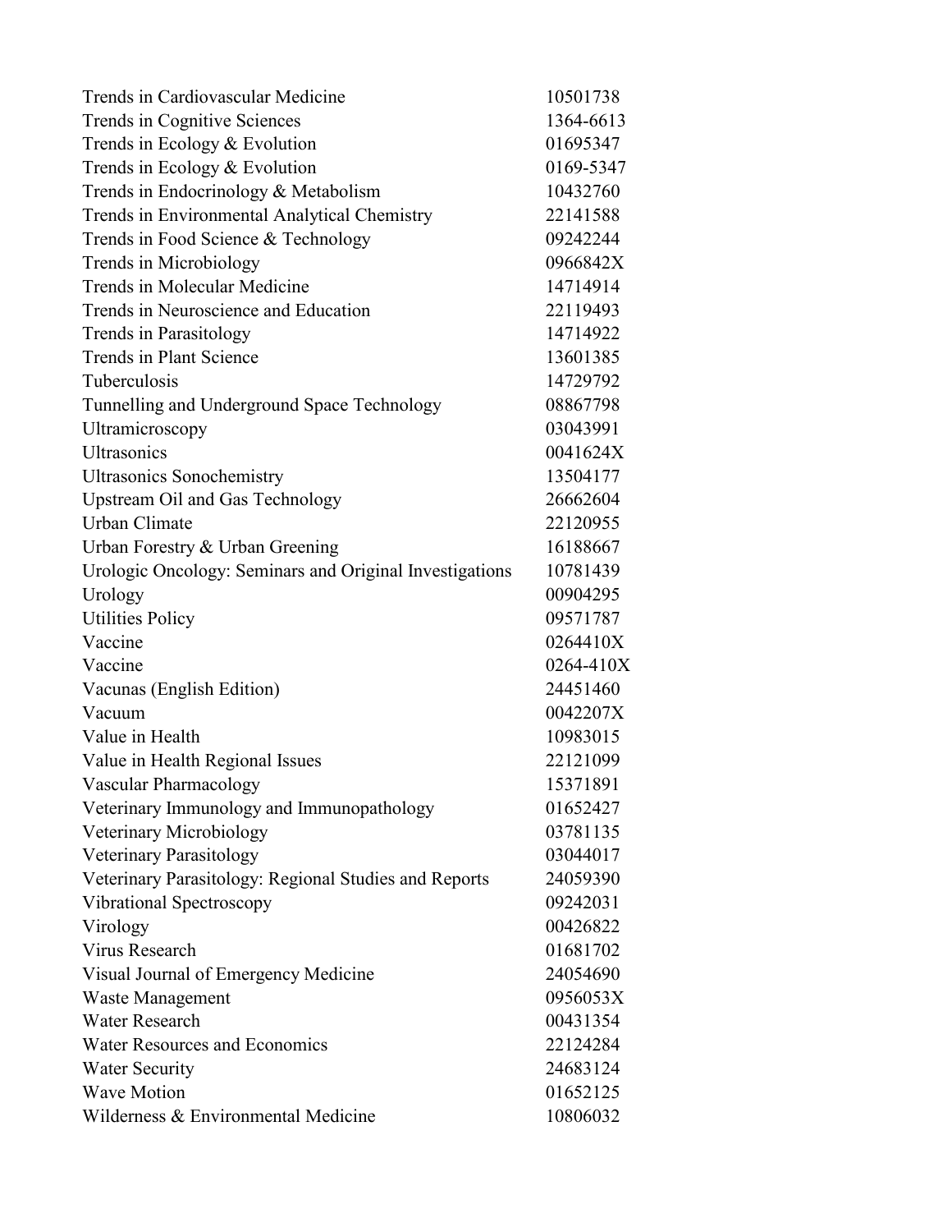| | |
|---|---|
| Trends in Cardiovascular Medicine | 10501738 |
| Trends in Cognitive Sciences | 1364-6613 |
| Trends in Ecology & Evolution | 01695347 |
| Trends in Ecology & Evolution | 0169-5347 |
| Trends in Endocrinology & Metabolism | 10432760 |
| Trends in Environmental Analytical Chemistry | 22141588 |
| Trends in Food Science & Technology | 09242244 |
| Trends in Microbiology | 0966842X |
| Trends in Molecular Medicine | 14714914 |
| Trends in Neuroscience and Education | 22119493 |
| Trends in Parasitology | 14714922 |
| Trends in Plant Science | 13601385 |
| Tuberculosis | 14729792 |
| Tunnelling and Underground Space Technology | 08867798 |
| Ultramicroscopy | 03043991 |
| Ultrasonics | 0041624X |
| Ultrasonics Sonochemistry | 13504177 |
| Upstream Oil and Gas Technology | 26662604 |
| Urban Climate | 22120955 |
| Urban Forestry & Urban Greening | 16188667 |
| Urologic Oncology: Seminars and Original Investigations | 10781439 |
| Urology | 00904295 |
| Utilities Policy | 09571787 |
| Vaccine | 0264410X |
| Vaccine | 0264-410X |
| Vacunas (English Edition) | 24451460 |
| Vacuum | 0042207X |
| Value in Health | 10983015 |
| Value in Health Regional Issues | 22121099 |
| Vascular Pharmacology | 15371891 |
| Veterinary Immunology and Immunopathology | 01652427 |
| Veterinary Microbiology | 03781135 |
| Veterinary Parasitology | 03044017 |
| Veterinary Parasitology: Regional Studies and Reports | 24059390 |
| Vibrational Spectroscopy | 09242031 |
| Virology | 00426822 |
| Virus Research | 01681702 |
| Visual Journal of Emergency Medicine | 24054690 |
| Waste Management | 0956053X |
| Water Research | 00431354 |
| Water Resources and Economics | 22124284 |
| Water Security | 24683124 |
| Wave Motion | 01652125 |
| Wilderness & Environmental Medicine | 10806032 |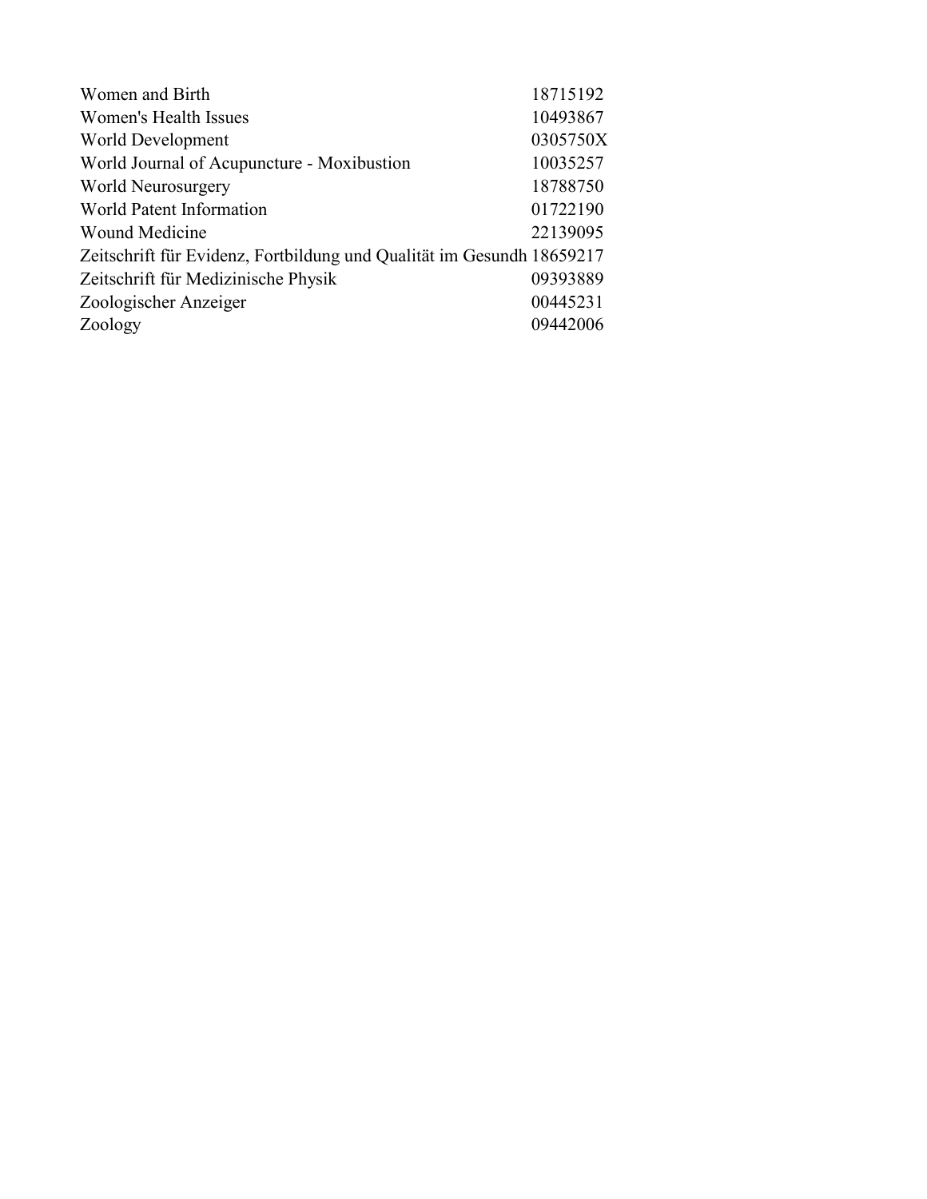| | |
|---|---|
| Women and Birth | 18715192 |
| Women's Health Issues | 10493867 |
| World Development | 0305750X |
| World Journal of Acupuncture - Moxibustion | 10035257 |
| World Neurosurgery | 18788750 |
| World Patent Information | 01722190 |
| Wound Medicine | 22139095 |
| Zeitschrift für Evidenz, Fortbildung und Qualität im Gesundh | 18659217 |
| Zeitschrift für Medizinische Physik | 09393889 |
| Zoologischer Anzeiger | 00445231 |
| Zoology | 09442006 |